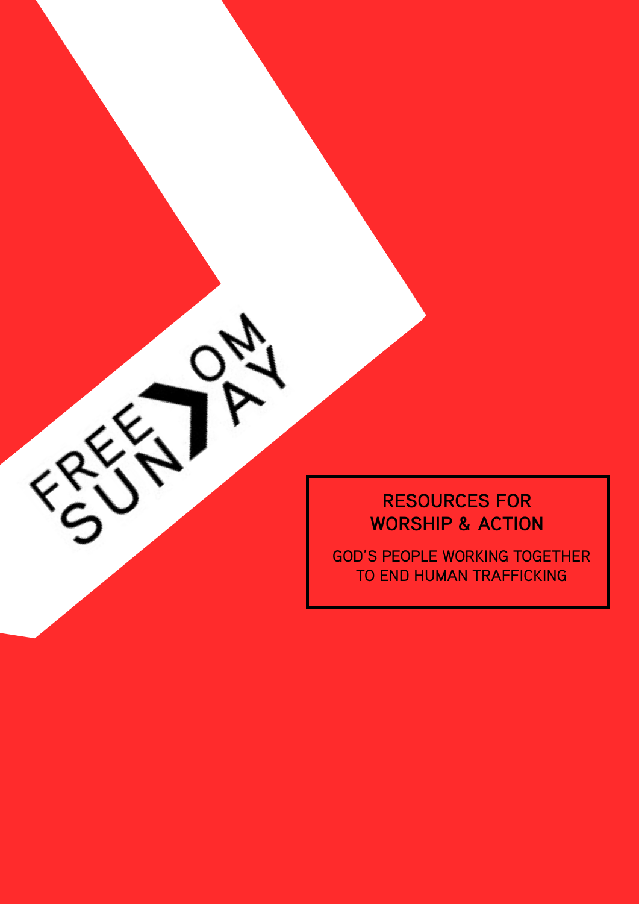# FREEDOM SUNDAY

## RESOURCES FOR WORSHIP & ACTION

GOD'S PEOPLE WORKING TOGETHER TO END HUMAN TRAFFICKING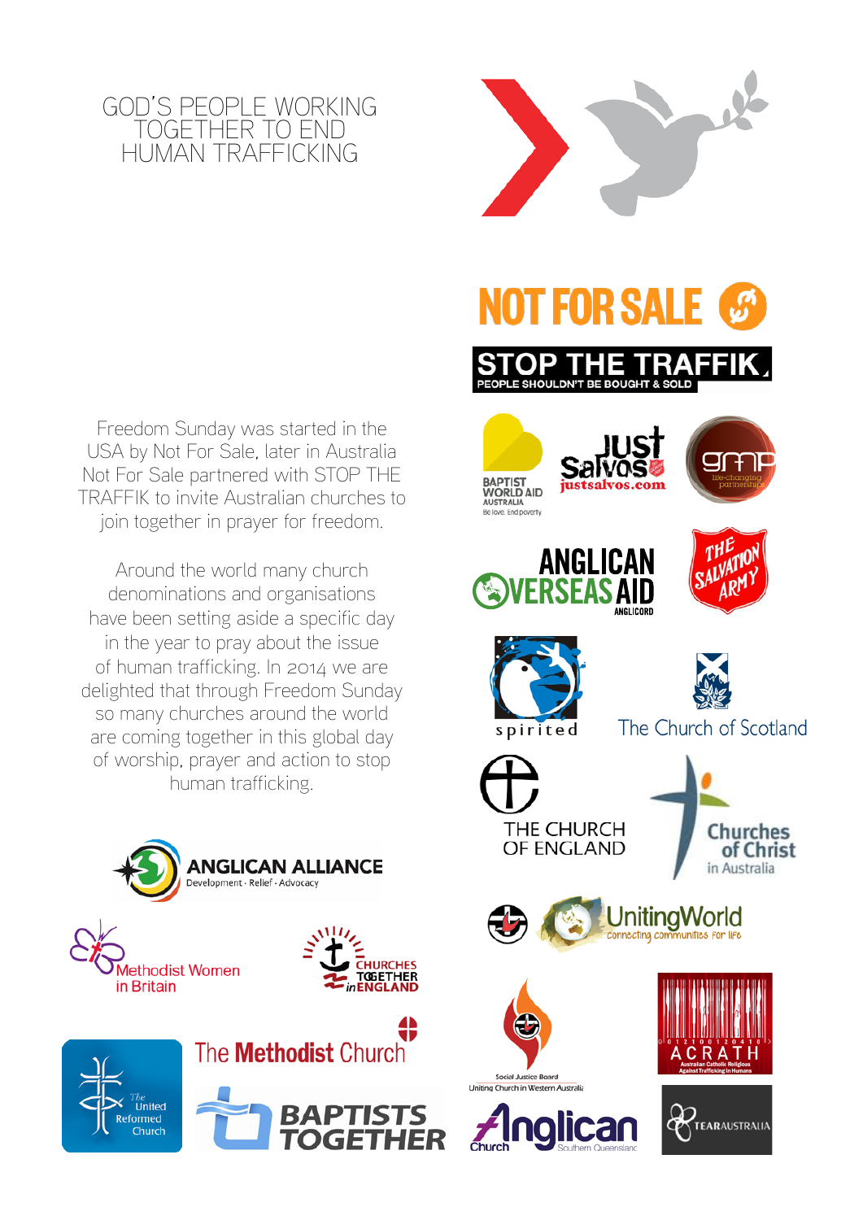# GOD'S PEOPLE WORKING TOGETHER TO END HUMAN TRAFFICKING

Freedom Sunday was started in the USA by Not For Sale, later in Australia Not For Sale partnered with STOP THE TRAFFIK to invite Australian churches to join together in prayer for freedom.

Around the world many church denominations and organisations have been setting aside a specific day in the year to pray about the issue of human trafficking. In 2014 we are delighted that through Freedom Sunday so many churches around the world are coming together in this global day of worship, prayer and action to stop human trafficking.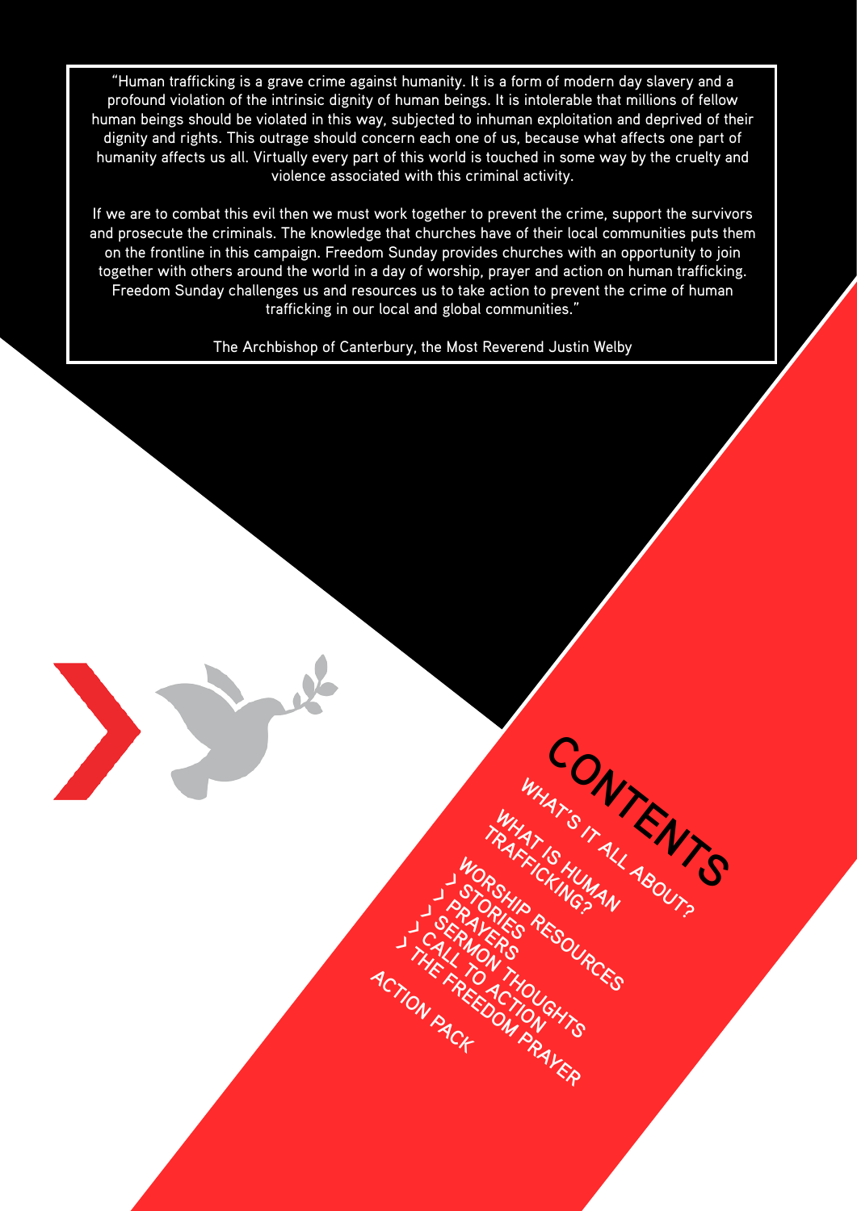"Human trafficking is a grave crime against humanity. It is a form of modern day slavery and a profound violation of the intrinsic dignity of human beings. It is intolerable that millions of fellow human beings should be violated in this way, subjected to inhuman exploitation and deprived of their dignity and rights. This outrage should concern each one of us, because what affects one part of humanity affects us all. Virtually every part of this world is touched in some way by the cruelty and violence associated with this criminal activity.

If we are to combat this evil then we must work together to prevent the crime, support the survivors and prosecute the criminals. The knowledge that churches have of their local communities puts them on the frontline in this campaign. Freedom Sunday provides churches with an opportunity to join together with others around the world in a day of worship, prayer and action on human trafficking. Freedom Sunday challenges us and resources us to take action to prevent the crime of human trafficking in our local and global communities."

The Archbishop of Canterbury, the Most Reverend Justin Welby

# CONTENTS

- WHAT'S IT ALL ABOUT?
- WHAT IS HUMAN TRAFFICKING?
- WORSHIP RESOURCES
  - > STORIES
  - > PRAYERS
  - > SERMON THOUGHTS
  - > CALL TO ACTION
  - > THE FREEDOM PRAYER
- ACTION PACK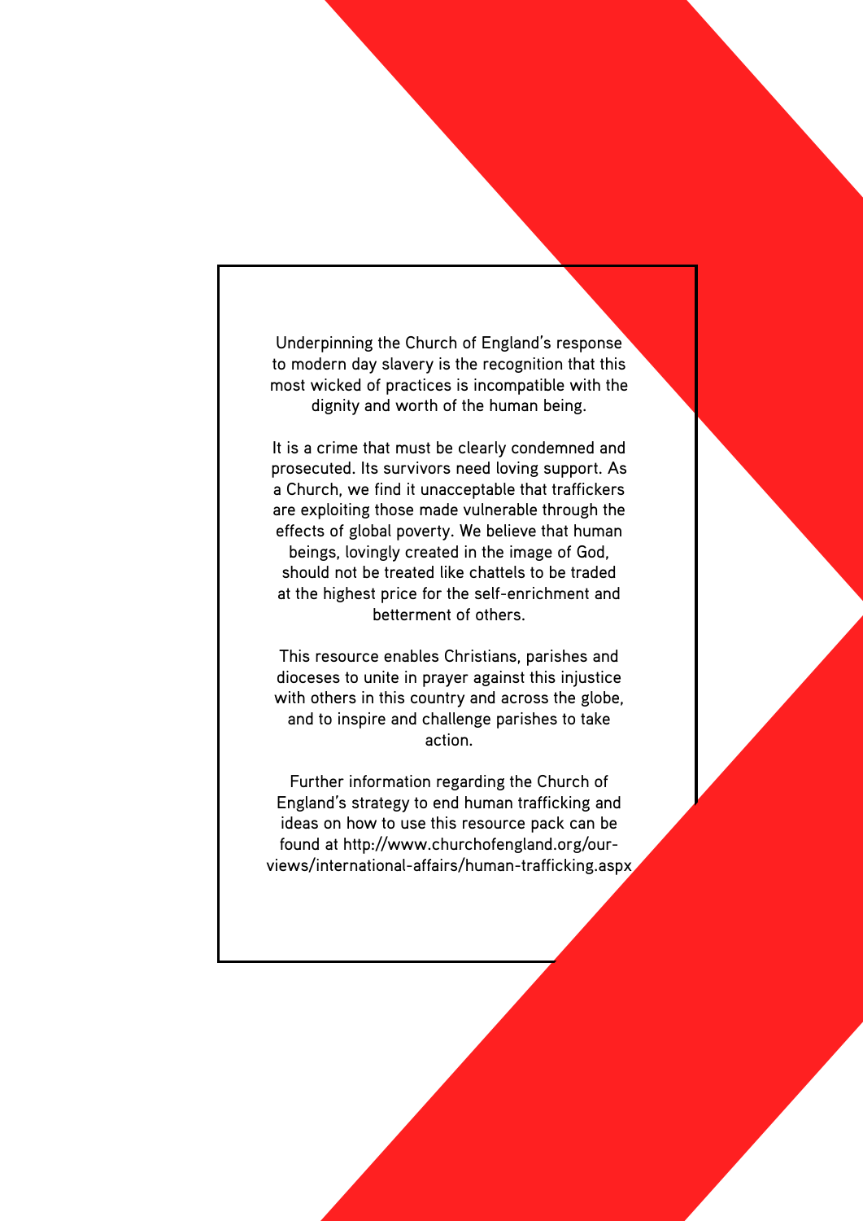Underpinning the Church of England's response to modern day slavery is the recognition that this most wicked of practices is incompatible with the dignity and worth of the human being.

It is a crime that must be clearly condemned and prosecuted. Its survivors need loving support. As a Church, we find it unacceptable that traffickers are exploiting those made vulnerable through the effects of global poverty. We believe that human beings, lovingly created in the image of God, should not be treated like chattels to be traded at the highest price for the self-enrichment and betterment of others.

This resource enables Christians, parishes and dioceses to unite in prayer against this injustice with others in this country and across the globe, and to inspire and challenge parishes to take action.

Further information regarding the Church of England's strategy to end human trafficking and ideas on how to use this resource pack can be found at http://www.churchofengland.org/our-views/international-affairs/human-trafficking.aspx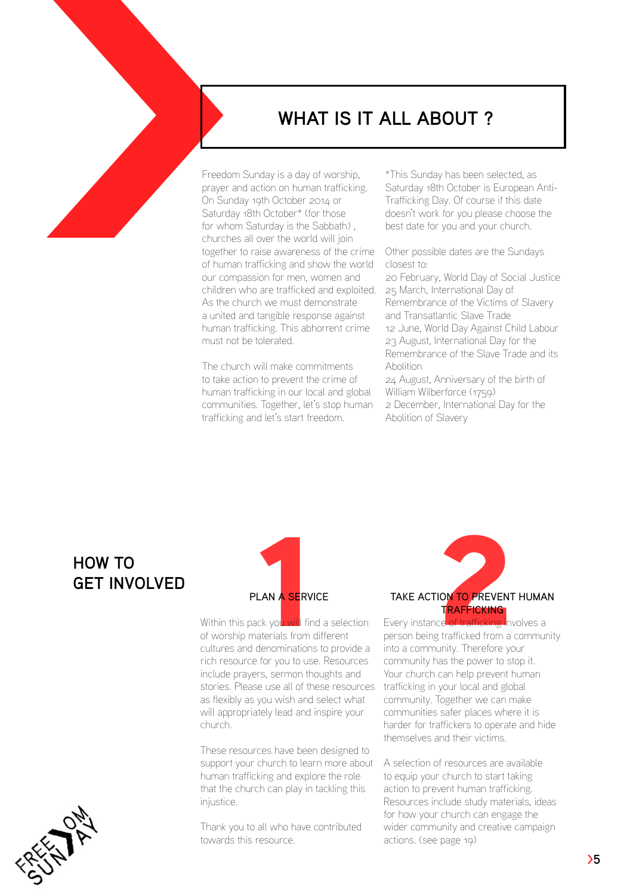# WHAT IS IT ALL ABOUT ?

Freedom Sunday is a day of worship, prayer and action on human trafficking. On Sunday 19th October 2014 or Saturday 18th October* (for those for whom Saturday is the Sabbath) , churches all over the world will join together to raise awareness of the crime of human trafficking and show the world our compassion for men, women and children who are trafficked and exploited. As the church we must demonstrate a united and tangible response against human trafficking. This abhorrent crime must not be tolerated.

The church will make commitments to take action to prevent the crime of human trafficking in our local and global communities. Together, let's stop human trafficking and let's start freedom.

*This Sunday has been selected, as Saturday 18th October is European Anti-Trafficking Day. Of course if this date doesn't work for you please choose the best date for you and your church.

Other possible dates are the Sundays closest to:
20 February, World Day of Social Justice
25 March, International Day of Remembrance of the Victims of Slavery and Transatlantic Slave Trade
12 June, World Day Against Child Labour
23 August, International Day for the Remembrance of the Slave Trade and its Abolition
24 August, Anniversary of the birth of William Wilberforce (1759)
2 December, International Day for the Abolition of Slavery

## HOW TO GET INVOLVED

### 1 PLAN A SERVICE

Within this pack you will find a selection of worship materials from different cultures and denominations to provide a rich resource for you to use. Resources include prayers, sermon thoughts and stories. Please use all of these resources as flexibly as you wish and select what will appropriately lead and inspire your church.

These resources have been designed to support your church to learn more about human trafficking and explore the role that the church can play in tackling this injustice.

Thank you to all who have contributed towards this resource.

### 2 TAKE ACTION TO PREVENT HUMAN TRAFFICKING

Every instance of trafficking involves a person being trafficked from a community into a community. Therefore your community has the power to stop it. Your church can help prevent human trafficking in your local and global community. Together we can make communities safer places where it is harder for traffickers to operate and hide themselves and their victims.

A selection of resources are available to equip your church to start taking action to prevent human trafficking. Resources include study materials, ideas for how your church can engage the wider community and creative campaign actions. (see page 19)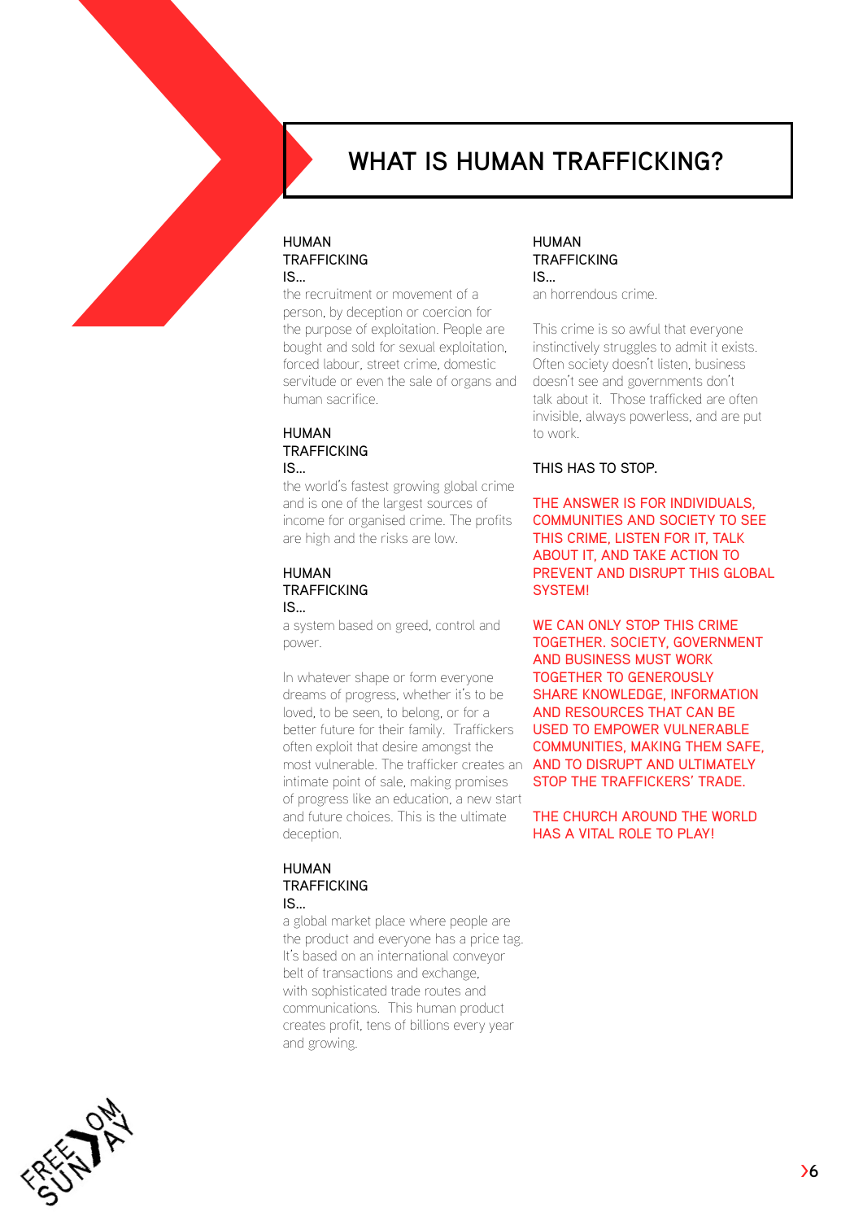# WHAT IS HUMAN TRAFFICKING?

**HUMAN TRAFFICKING IS...**
the recruitment or movement of a person, by deception or coercion for the purpose of exploitation. People are bought and sold for sexual exploitation, forced labour, street crime, domestic servitude or even the sale of organs and human sacrifice.

**HUMAN TRAFFICKING IS...**
the world's fastest growing global crime and is one of the largest sources of income for organised crime. The profits are high and the risks are low.

**HUMAN TRAFFICKING IS...**
a system based on greed, control and power.

In whatever shape or form everyone dreams of progress, whether it's to be loved, to be seen, to belong, or for a better future for their family. Traffickers often exploit that desire amongst the most vulnerable. The trafficker creates an intimate point of sale, making promises of progress like an education, a new start and future choices. This is the ultimate deception.

**HUMAN TRAFFICKING IS...**
a global market place where people are the product and everyone has a price tag. It's based on an international conveyor belt of transactions and exchange, with sophisticated trade routes and communications. This human product creates profit, tens of billions every year and growing.

**HUMAN TRAFFICKING IS...**
an horrendous crime.

This crime is so awful that everyone instinctively struggles to admit it exists. Often society doesn't listen, business doesn't see and governments don't talk about it. Those trafficked are often invisible, always powerless, and are put to work.

THIS HAS TO STOP.

THE ANSWER IS FOR INDIVIDUALS, COMMUNITIES AND SOCIETY TO SEE THIS CRIME, LISTEN FOR IT, TALK ABOUT IT, AND TAKE ACTION TO PREVENT AND DISRUPT THIS GLOBAL SYSTEM!

WE CAN ONLY STOP THIS CRIME TOGETHER. SOCIETY, GOVERNMENT AND BUSINESS MUST WORK TOGETHER TO GENEROUSLY SHARE KNOWLEDGE, INFORMATION AND RESOURCES THAT CAN BE USED TO EMPOWER VULNERABLE COMMUNITIES, MAKING THEM SAFE, AND TO DISRUPT AND ULTIMATELY STOP THE TRAFFICKERS' TRADE.

THE CHURCH AROUND THE WORLD HAS A VITAL ROLE TO PLAY!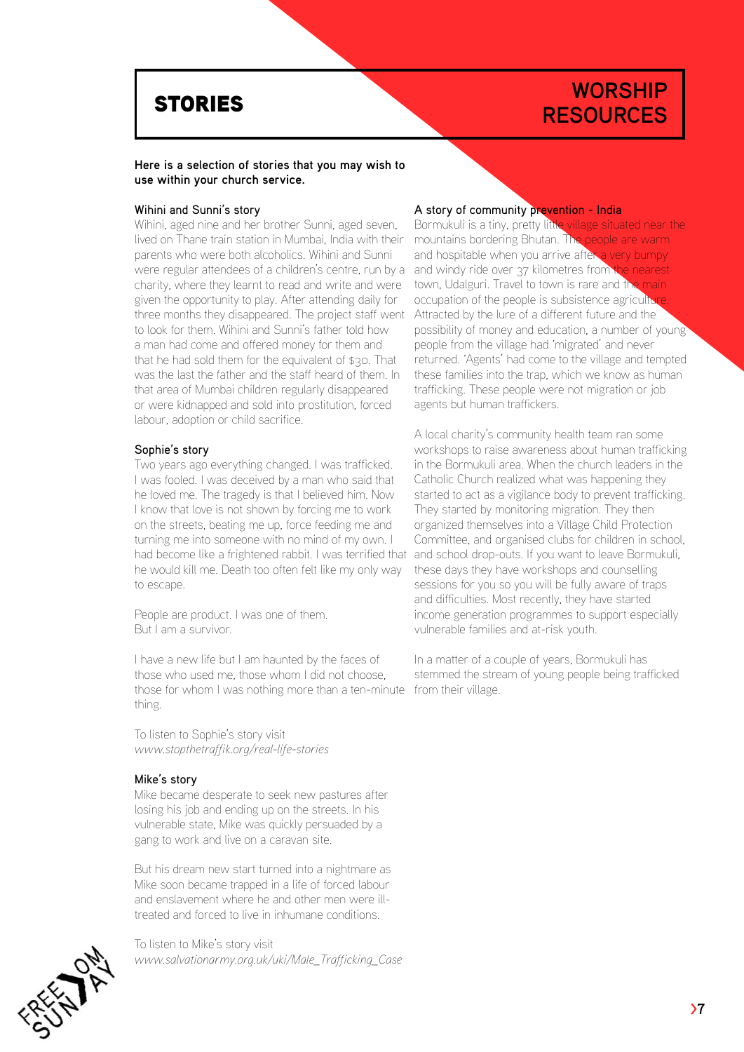# STORIES

# WORSHIP RESOURCES

**Here is a selection of stories that you may wish to use within your church service.**

### Wihini and Sunni's story

Wihini, aged nine and her brother Sunni, aged seven, lived on Thane train station in Mumbai, India with their parents who were both alcoholics. Wihini and Sunni were regular attendees of a children's centre, run by a charity, where they learnt to read and write and were given the opportunity to play. After attending daily for three months they disappeared. The project staff went to look for them. Wihini and Sunni's father told how a man had come and offered money for them and that he had sold them for the equivalent of $30. That was the last the father and the staff heard of them. In that area of Mumbai children regularly disappeared or were kidnapped and sold into prostitution, forced labour, adoption or child sacrifice.

### Sophie's story

Two years ago everything changed. I was trafficked. I was fooled. I was deceived by a man who said that he loved me. The tragedy is that I believed him. Now I know that love is not shown by forcing me to work on the streets, beating me up, force feeding me and turning me into someone with no mind of my own. I had become like a frightened rabbit. I was terrified that he would kill me. Death too often felt like my only way to escape.

People are product. I was one of them.
But I am a survivor.

I have a new life but I am haunted by the faces of those who used me, those whom I did not choose, those for whom I was nothing more than a ten-minute thing.

To listen to Sophie's story visit
*www.stopthetraffik.org/real-life-stories*

### Mike's story

Mike became desperate to seek new pastures after losing his job and ending up on the streets. In his vulnerable state, Mike was quickly persuaded by a gang to work and live on a caravan site.

But his dream new start turned into a nightmare as Mike soon became trapped in a life of forced labour and enslavement where he and other men were ill-treated and forced to live in inhumane conditions.

To listen to Mike's story visit
*www.salvationarmy.org.uk/uki/Male_Trafficking_Case*

### A story of community prevention - India

Bormukuli is a tiny, pretty little village situated near the mountains bordering Bhutan. The people are warm and hospitable when you arrive after a very bumpy and windy ride over 37 kilometres from the nearest town, Udalguri. Travel to town is rare and the main occupation of the people is subsistence agriculture. Attracted by the lure of a different future and the possibility of money and education, a number of young people from the village had 'migrated' and never returned. 'Agents' had come to the village and tempted these families into the trap, which we know as human trafficking. These people were not migration or job agents but human traffickers.

A local charity's community health team ran some workshops to raise awareness about human trafficking in the Bormukuli area. When the church leaders in the Catholic Church realized what was happening they started to act as a vigilance body to prevent trafficking. They started by monitoring migration. They then organized themselves into a Village Child Protection Committee, and organised clubs for children in school, and school drop-outs. If you want to leave Bormukuli, these days they have workshops and counselling sessions for you so you will be fully aware of traps and difficulties. Most recently, they have started income generation programmes to support especially vulnerable families and at-risk youth.

In a matter of a couple of years, Bormukuli has stemmed the stream of young people being trafficked from their village.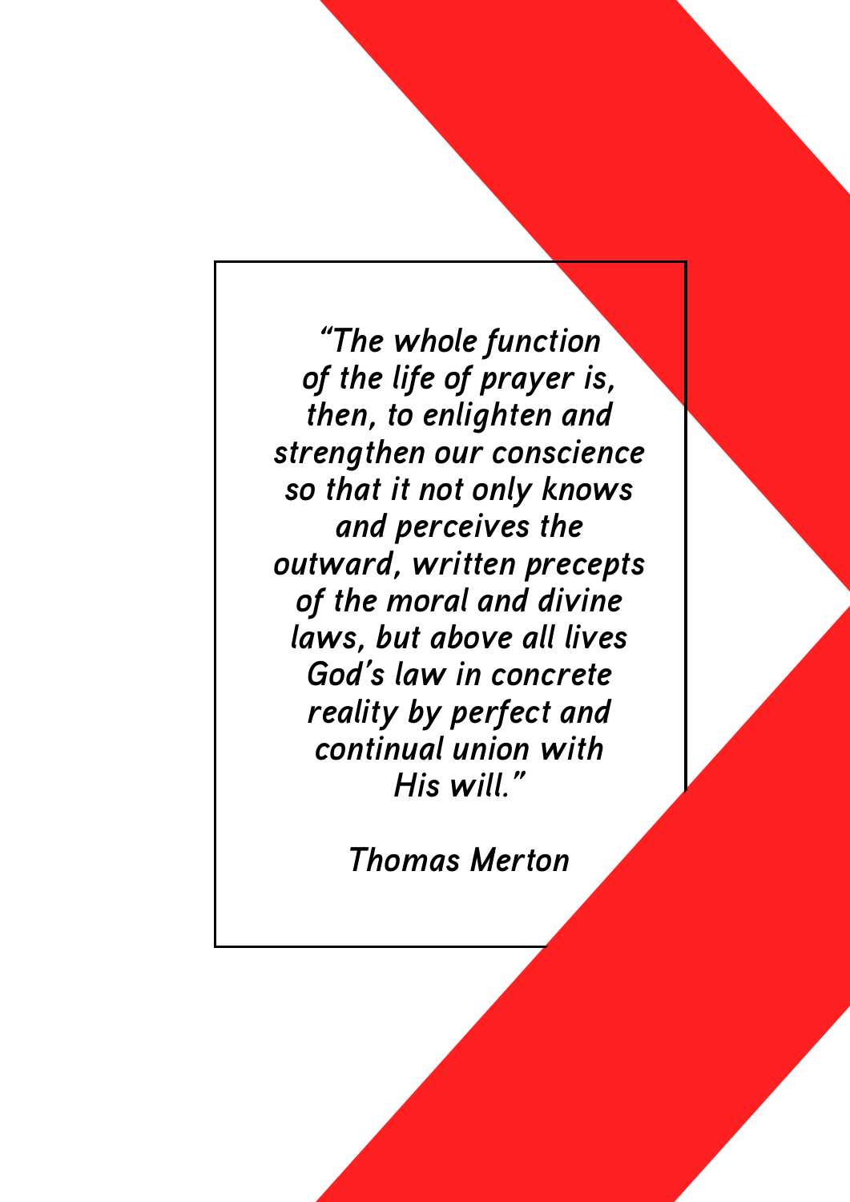*"The whole function of the life of prayer is, then, to enlighten and strengthen our conscience so that it not only knows and perceives the outward, written precepts of the moral and divine laws, but above all lives God's law in concrete reality by perfect and continual union with His will."*

*Thomas Merton*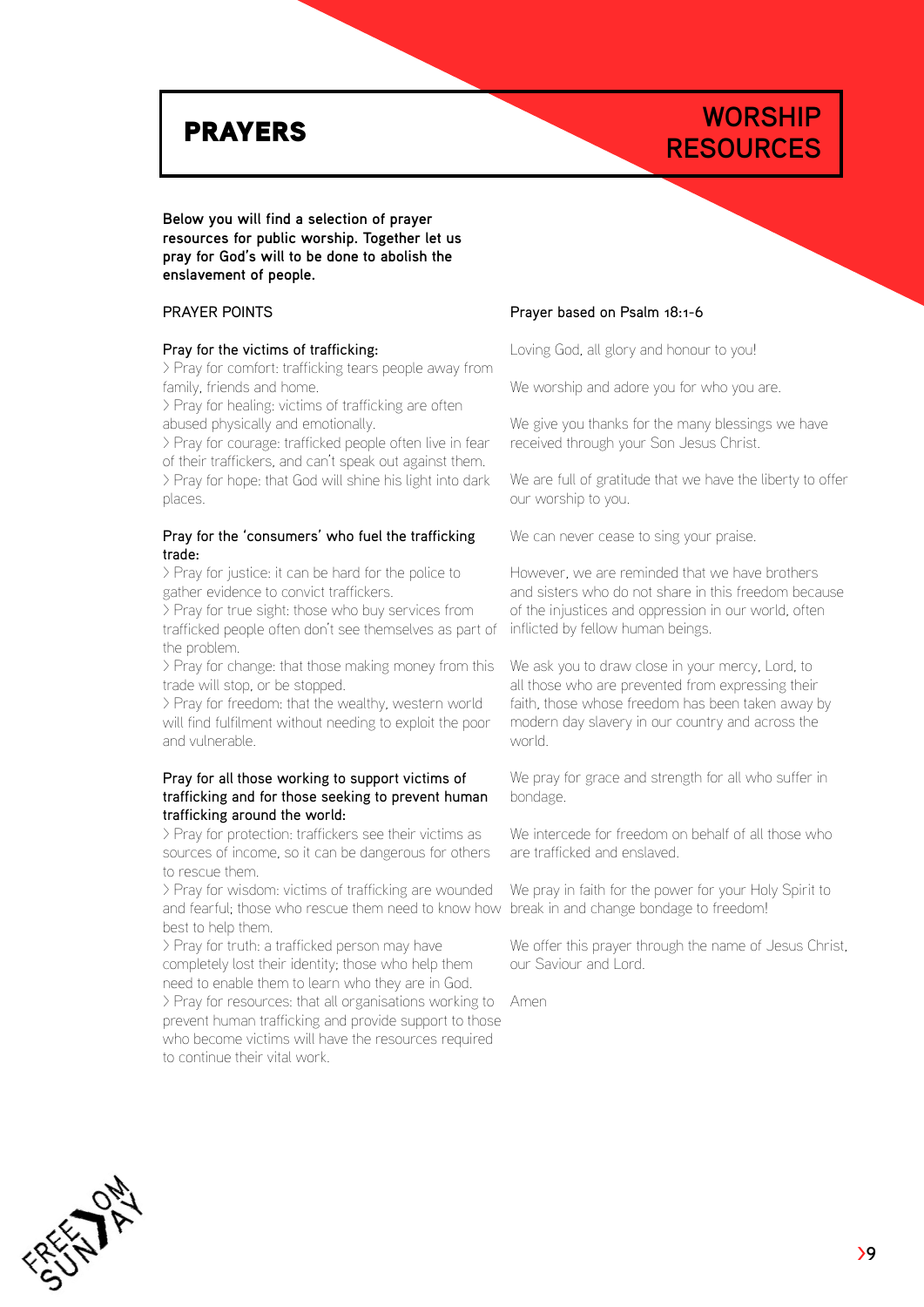# PRAYERS

## WORSHIP RESOURCES

**Below you will find a selection of prayer resources for public worship. Together let us pray for God's will to be done to abolish the enslavement of people.**

### PRAYER POINTS

**Pray for the victims of trafficking:**

> Pray for comfort: trafficking tears people away from family, friends and home.
> Pray for healing: victims of trafficking are often abused physically and emotionally.
> Pray for courage: trafficked people often live in fear of their traffickers, and can't speak out against them.
> Pray for hope: that God will shine his light into dark places.

**Pray for the 'consumers' who fuel the trafficking trade:**

> Pray for justice: it can be hard for the police to gather evidence to convict traffickers.
> Pray for true sight: those who buy services from trafficked people often don't see themselves as part of the problem.
> Pray for change: that those making money from this trade will stop, or be stopped.
> Pray for freedom: that the wealthy, western world will find fulfilment without needing to exploit the poor and vulnerable.

**Pray for all those working to support victims of trafficking and for those seeking to prevent human trafficking around the world:**

> Pray for protection: traffickers see their victims as sources of income, so it can be dangerous for others to rescue them.
> Pray for wisdom: victims of trafficking are wounded and fearful; those who rescue them need to know how best to help them.
> Pray for truth: a trafficked person may have completely lost their identity; those who help them need to enable them to learn who they are in God.
> Pray for resources: that all organisations working to prevent human trafficking and provide support to those who become victims will have the resources required to continue their vital work.

### Prayer based on Psalm 18:1-6

Loving God, all glory and honour to you!

We worship and adore you for who you are.

We give you thanks for the many blessings we have received through your Son Jesus Christ.

We are full of gratitude that we have the liberty to offer our worship to you.

We can never cease to sing your praise.

However, we are reminded that we have brothers and sisters who do not share in this freedom because of the injustices and oppression in our world, often inflicted by fellow human beings.

We ask you to draw close in your mercy, Lord, to all those who are prevented from expressing their faith, those whose freedom has been taken away by modern day slavery in our country and across the world.

We pray for grace and strength for all who suffer in bondage.

We intercede for freedom on behalf of all those who are trafficked and enslaved.

We pray in faith for the power for your Holy Spirit to break in and change bondage to freedom!

We offer this prayer through the name of Jesus Christ, our Saviour and Lord.

Amen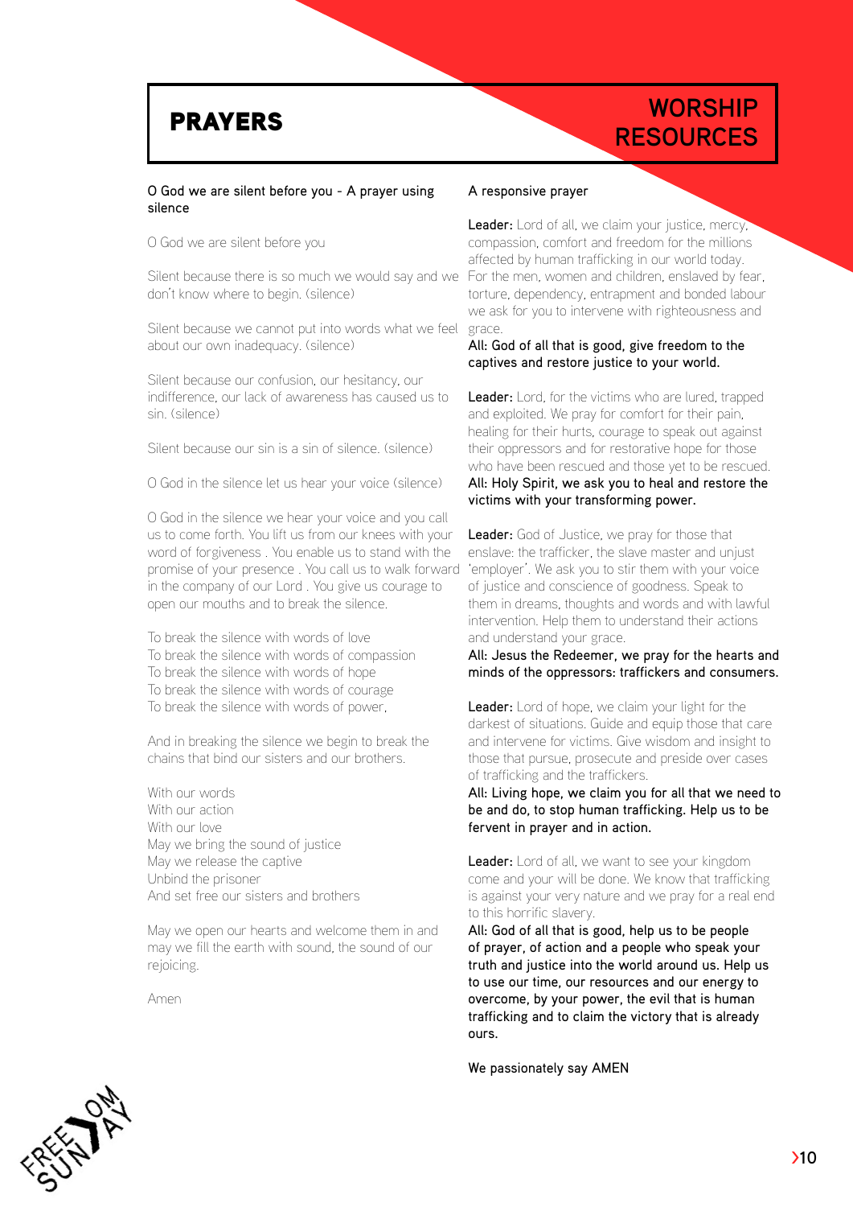# PRAYERS

## WORSHIP RESOURCES

### O God we are silent before you - A prayer using silence

O God we are silent before you

Silent because there is so much we would say and we don't know where to begin. (silence)

Silent because we cannot put into words what we feel about our own inadequacy. (silence)

Silent because our confusion, our hesitancy, our indifference, our lack of awareness has caused us to sin. (silence)

Silent because our sin is a sin of silence. (silence)

O God in the silence let us hear your voice (silence)

O God in the silence we hear your voice and you call us to come forth. You lift us from our knees with your word of forgiveness . You enable us to stand with the promise of your presence . You call us to walk forward in the company of our Lord . You give us courage to open our mouths and to break the silence.

To break the silence with words of love
To break the silence with words of compassion
To break the silence with words of hope
To break the silence with words of courage
To break the silence with words of power,

And in breaking the silence we begin to break the chains that bind our sisters and our brothers.

With our words
With our action
With our love
May we bring the sound of justice
May we release the captive
Unbind the prisoner
And set free our sisters and brothers

May we open our hearts and welcome them in and may we fill the earth with sound, the sound of our rejoicing.

Amen

### A responsive prayer

**Leader:** Lord of all, we claim your justice, mercy, compassion, comfort and freedom for the millions affected by human trafficking in our world today. For the men, women and children, enslaved by fear, torture, dependency, entrapment and bonded labour we ask for you to intervene with righteousness and grace.
**All: God of all that is good, give freedom to the captives and restore justice to your world.**

**Leader:** Lord, for the victims who are lured, trapped and exploited. We pray for comfort for their pain, healing for their hurts, courage to speak out against their oppressors and for restorative hope for those who have been rescued and those yet to be rescued.
**All: Holy Spirit, we ask you to heal and restore the victims with your transforming power.**

**Leader:** God of Justice, we pray for those that enslave: the trafficker, the slave master and unjust 'employer'. We ask you to stir them with your voice of justice and conscience of goodness. Speak to them in dreams, thoughts and words and with lawful intervention. Help them to understand their actions and understand your grace.
**All: Jesus the Redeemer, we pray for the hearts and minds of the oppressors: traffickers and consumers.**

**Leader:** Lord of hope, we claim your light for the darkest of situations. Guide and equip those that care and intervene for victims. Give wisdom and insight to those that pursue, prosecute and preside over cases of trafficking and the traffickers.
**All: Living hope, we claim you for all that we need to be and do, to stop human trafficking. Help us to be fervent in prayer and in action.**

**Leader:** Lord of all, we want to see your kingdom come and your will be done. We know that trafficking is against your very nature and we pray for a real end to this horrific slavery.
**All: God of all that is good, help us to be people of prayer, of action and a people who speak your truth and justice into the world around us. Help us to use our time, our resources and our energy to overcome, by your power, the evil that is human trafficking and to claim the victory that is already ours.**

We passionately say AMEN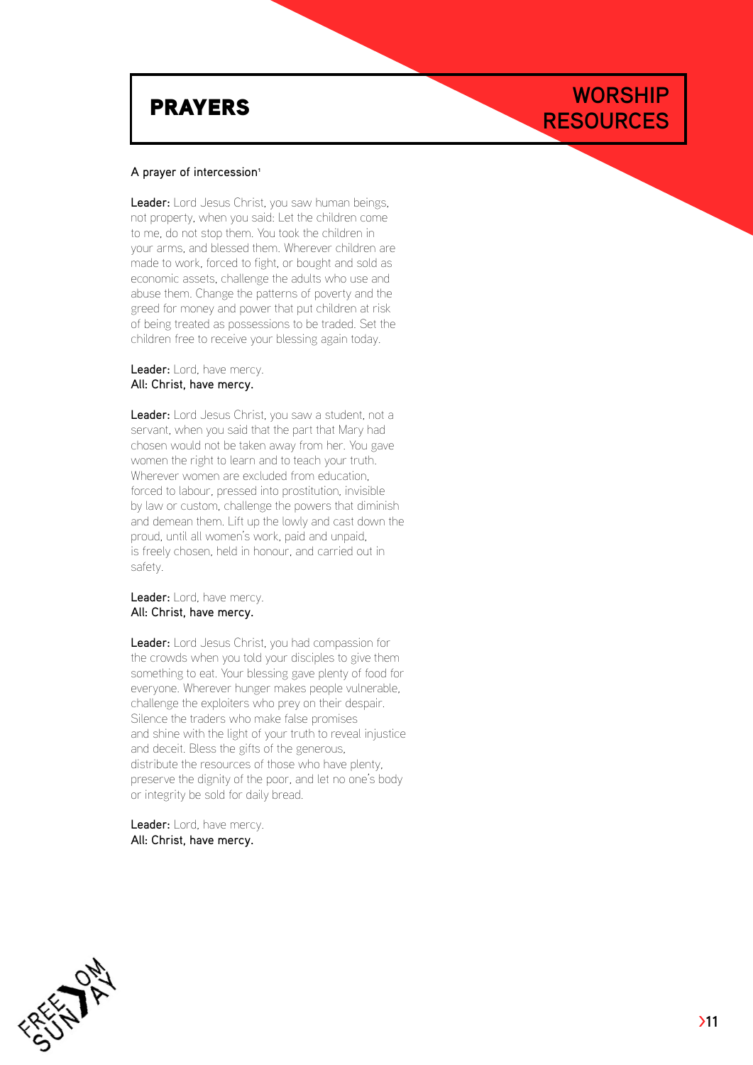# PRAYERS

## WORSHIP RESOURCES

**A prayer of intercession[1]**

**Leader:** Lord Jesus Christ, you saw human beings, not property, when you said: Let the children come to me, do not stop them. You took the children in your arms, and blessed them. Wherever children are made to work, forced to fight, or bought and sold as economic assets, challenge the adults who use and abuse them. Change the patterns of poverty and the greed for money and power that put children at risk of being treated as possessions to be traded. Set the children free to receive your blessing again today.

**Leader:** Lord, have mercy.
**All: Christ, have mercy.**

**Leader:** Lord Jesus Christ, you saw a student, not a servant, when you said that the part that Mary had chosen would not be taken away from her. You gave women the right to learn and to teach your truth. Wherever women are excluded from education, forced to labour, pressed into prostitution, invisible by law or custom, challenge the powers that diminish and demean them. Lift up the lowly and cast down the proud, until all women's work, paid and unpaid, is freely chosen, held in honour, and carried out in safety.

**Leader:** Lord, have mercy.
**All: Christ, have mercy.**

**Leader:** Lord Jesus Christ, you had compassion for the crowds when you told your disciples to give them something to eat. Your blessing gave plenty of food for everyone. Wherever hunger makes people vulnerable, challenge the exploiters who prey on their despair. Silence the traders who make false promises and shine with the light of your truth to reveal injustice and deceit. Bless the gifts of the generous, distribute the resources of those who have plenty, preserve the dignity of the poor, and let no one's body or integrity be sold for daily bread.

**Leader:** Lord, have mercy.
**All: Christ, have mercy.**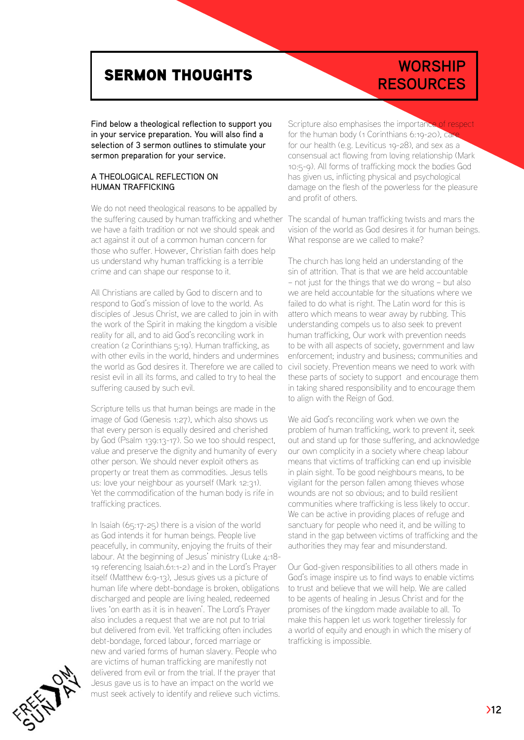# SERMON THOUGHTS

## WORSHIP RESOURCES

**Find below a theological reflection to support you in your service preparation. You will also find a selection of 3 sermon outlines to stimulate your sermon preparation for your service.**

### A THEOLOGICAL REFLECTION ON HUMAN TRAFFICKING

We do not need theological reasons to be appalled by the suffering caused by human trafficking and whether we have a faith tradition or not we should speak and act against it out of a common human concern for those who suffer. However, Christian faith does help us understand why human trafficking is a terrible crime and can shape our response to it.

All Christians are called by God to discern and to respond to God's mission of love to the world. As disciples of Jesus Christ, we are called to join in with the work of the Spirit in making the kingdom a visible reality for all, and to aid God's reconciling work in creation (2 Corinthians 5:19). Human trafficking, as with other evils in the world, hinders and undermines the world as God desires it. Therefore we are called to resist evil in all its forms, and called to try to heal the suffering caused by such evil.

Scripture tells us that human beings are made in the image of God (Genesis 1:27), which also shows us that every person is equally desired and cherished by God (Psalm 139:13-17). So we too should respect, value and preserve the dignity and humanity of every other person. We should never exploit others as property or treat them as commodities. Jesus tells us: love your neighbour as yourself (Mark 12:31). Yet the commodification of the human body is rife in trafficking practices.

In Isaiah (65:17-25) there is a vision of the world as God intends it for human beings. People live peacefully, in community, enjoying the fruits of their labour. At the beginning of Jesus' ministry (Luke 4:18-19 referencing Isaiah.61:1-2) and in the Lord's Prayer itself (Matthew 6:9-13), Jesus gives us a picture of human life where debt-bondage is broken, obligations discharged and people are living healed, redeemed lives 'on earth as it is in heaven'. The Lord's Prayer also includes a request that we are not put to trial but delivered from evil. Yet trafficking often includes debt-bondage, forced labour, forced marriage or new and varied forms of human slavery. People who are victims of human trafficking are manifestly not delivered from evil or from the trial. If the prayer that Jesus gave us is to have an impact on the world we must seek actively to identify and relieve such victims.

Scripture also emphasises the importance of respect for the human body (1 Corinthians 6:19-20), care for our health (e.g. Leviticus 19-28), and sex as a consensual act flowing from loving relationship (Mark 10:5-9). All forms of trafficking mock the bodies God has given us, inflicting physical and psychological damage on the flesh of the powerless for the pleasure and profit of others.

The scandal of human trafficking twists and mars the vision of the world as God desires it for human beings. What response are we called to make?

The church has long held an understanding of the sin of attrition. That is that we are held accountable – not just for the things that we do wrong – but also we are held accountable for the situations where we failed to do what is right. The Latin word for this is attero which means to wear away by rubbing. This understanding compels us to also seek to prevent human trafficking. Our work with prevention needs to be with all aspects of society, government and law enforcement; industry and business; communities and civil society. Prevention means we need to work with these parts of society to support and encourage them in taking shared responsibility and to encourage them to align with the Reign of God.

We aid God's reconciling work when we own the problem of human trafficking, work to prevent it, seek out and stand up for those suffering, and acknowledge our own complicity in a society where cheap labour means that victims of trafficking can end up invisible in plain sight. To be good neighbours means, to be vigilant for the person fallen among thieves whose wounds are not so obvious; and to build resilient communities where trafficking is less likely to occur. We can be active in providing places of refuge and sanctuary for people who need it, and be willing to stand in the gap between victims of trafficking and the authorities they may fear and misunderstand.

Our God-given responsibilities to all others made in God's image inspire us to find ways to enable victims to trust and believe that we will help. We are called to be agents of healing in Jesus Christ and for the promises of the kingdom made available to all. To make this happen let us work together tirelessly for a world of equity and enough in which the misery of trafficking is impossible.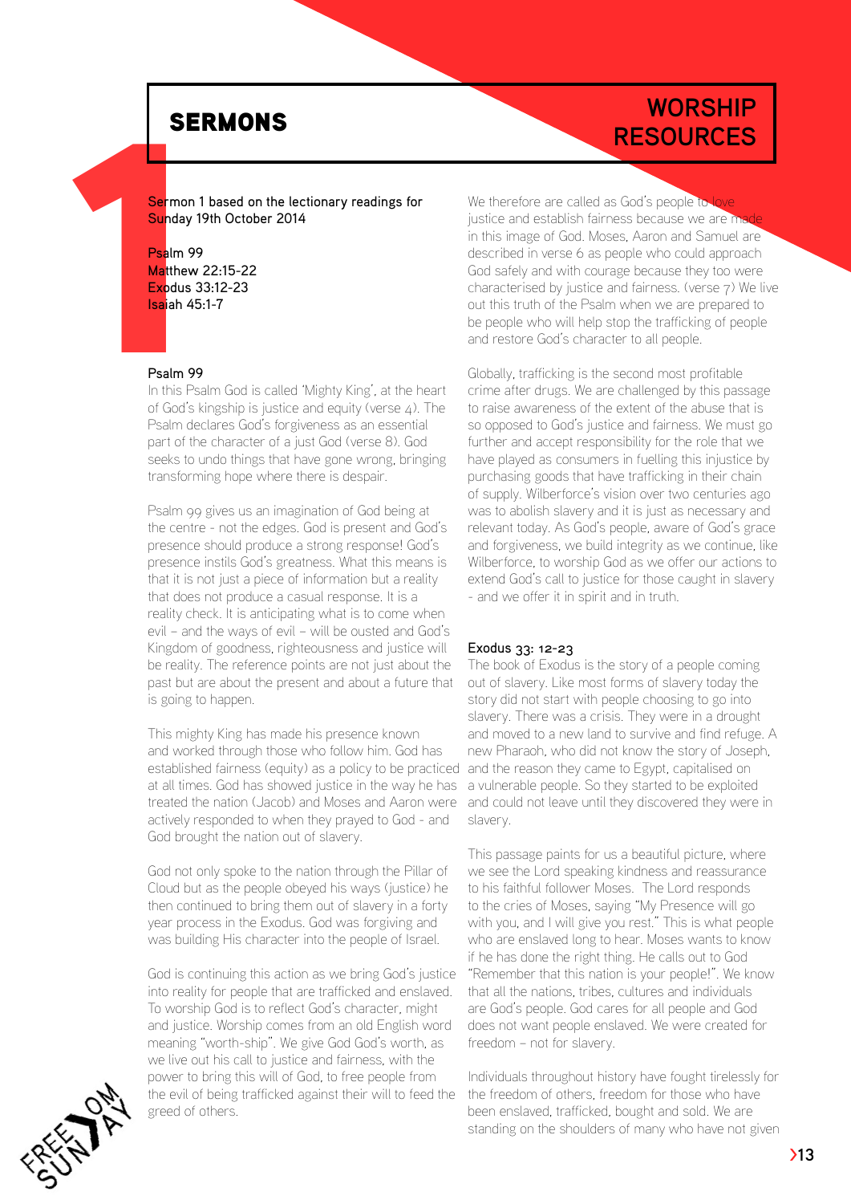## SERMONS

## WORSHIP RESOURCES

Sermon 1 based on the lectionary readings for Sunday 19th October 2014

Psalm 99
Matthew 22:15-22
Exodus 33:12-23
Isaiah 45:1-7

### Psalm 99

In this Psalm God is called 'Mighty King', at the heart of God's kingship is justice and equity (verse 4). The Psalm declares God's forgiveness as an essential part of the character of a just God (verse 8). God seeks to undo things that have gone wrong, bringing transforming hope where there is despair.

Psalm 99 gives us an imagination of God being at the centre - not the edges. God is present and God's presence should produce a strong response! God's presence instils God's greatness. What this means is that it is not just a piece of information but a reality that does not produce a casual response. It is a reality check. It is anticipating what is to come when evil – and the ways of evil – will be ousted and God's Kingdom of goodness, righteousness and justice will be reality. The reference points are not just about the past but are about the present and about a future that is going to happen.

This mighty King has made his presence known and worked through those who follow him. God has established fairness (equity) as a policy to be practiced at all times. God has showed justice in the way he has treated the nation (Jacob) and Moses and Aaron were actively responded to when they prayed to God - and God brought the nation out of slavery.

God not only spoke to the nation through the Pillar of Cloud but as the people obeyed his ways (justice) he then continued to bring them out of slavery in a forty year process in the Exodus. God was forgiving and was building His character into the people of Israel.

God is continuing this action as we bring God's justice into reality for people that are trafficked and enslaved. To worship God is to reflect God's character, might and justice. Worship comes from an old English word meaning "worth-ship". We give God God's worth, as we live out his call to justice and fairness, with the power to bring this will of God, to free people from the evil of being trafficked against their will to feed the greed of others.

We therefore are called as God's people to love justice and establish fairness because we are made in this image of God. Moses, Aaron and Samuel are described in verse 6 as people who could approach God safely and with courage because they too were characterised by justice and fairness. (verse 7) We live out this truth of the Psalm when we are prepared to be people who will help stop the trafficking of people and restore God's character to all people.

Globally, trafficking is the second most profitable crime after drugs. We are challenged by this passage to raise awareness of the extent of the abuse that is so opposed to God's justice and fairness. We must go further and accept responsibility for the role that we have played as consumers in fuelling this injustice by purchasing goods that have trafficking in their chain of supply. Wilberforce's vision over two centuries ago was to abolish slavery and it is just as necessary and relevant today. As God's people, aware of God's grace and forgiveness, we build integrity as we continue, like Wilberforce, to worship God as we offer our actions to extend God's call to justice for those caught in slavery - and we offer it in spirit and in truth.

### Exodus 33: 12-23

The book of Exodus is the story of a people coming out of slavery. Like most forms of slavery today the story did not start with people choosing to go into slavery. There was a crisis. They were in a drought and moved to a new land to survive and find refuge. A new Pharaoh, who did not know the story of Joseph, and the reason they came to Egypt, capitalised on a vulnerable people. So they started to be exploited and could not leave until they discovered they were in slavery.

This passage paints for us a beautiful picture, where we see the Lord speaking kindness and reassurance to his faithful follower Moses. The Lord responds to the cries of Moses, saying "My Presence will go with you, and I will give you rest." This is what people who are enslaved long to hear. Moses wants to know if he has done the right thing. He calls out to God "Remember that this nation is your people!". We know that all the nations, tribes, cultures and individuals are God's people. God cares for all people and God does not want people enslaved. We were created for freedom – not for slavery.

Individuals throughout history have fought tirelessly for the freedom of others, freedom for those who have been enslaved, trafficked, bought and sold. We are standing on the shoulders of many who have not given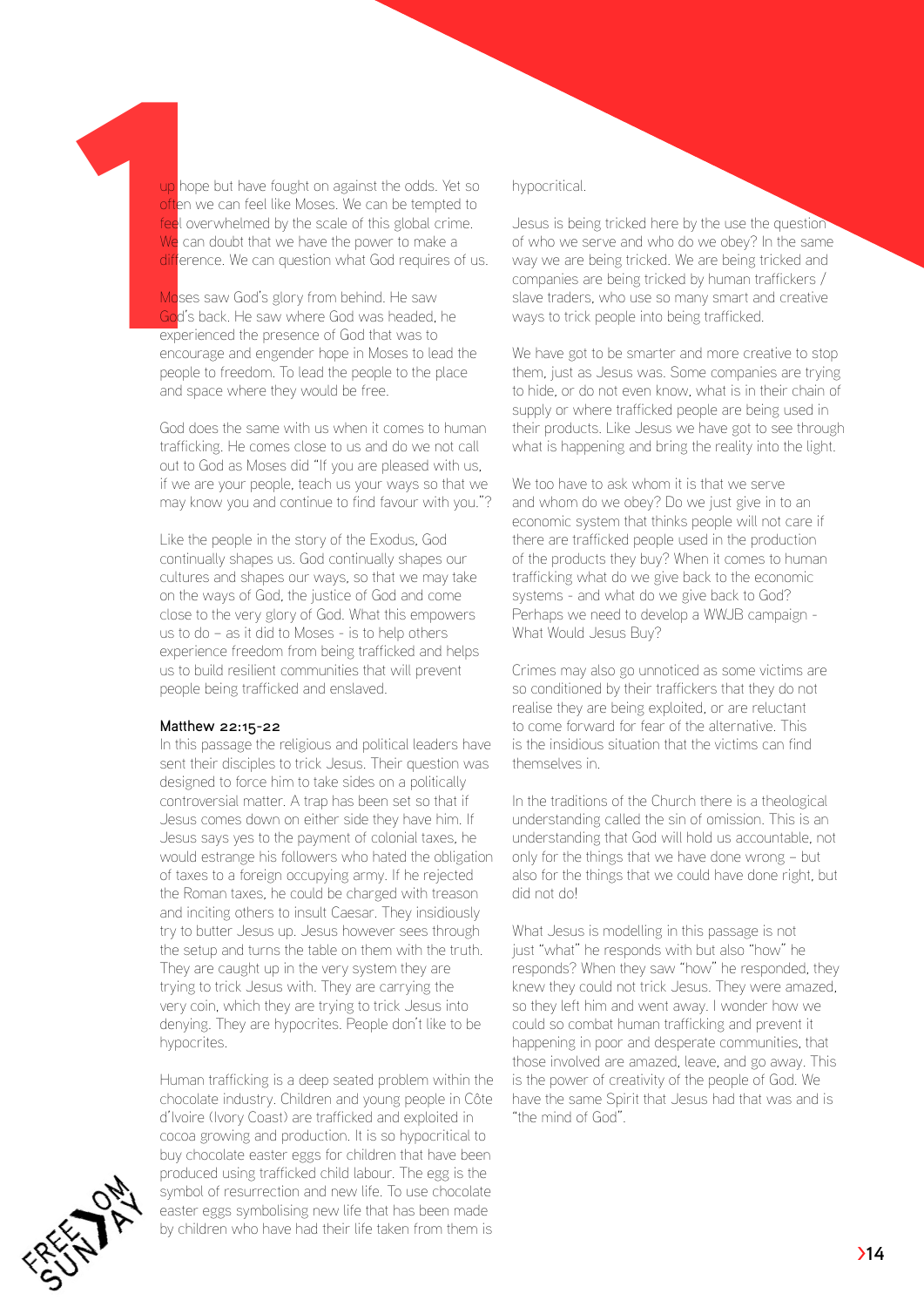up hope but have fought on against the odds. Yet so often we can feel like Moses. We can be tempted to feel overwhelmed by the scale of this global crime. We can doubt that we have the power to make a difference. We can question what God requires of us.

Moses saw God's glory from behind. He saw God's back. He saw where God was headed, he experienced the presence of God that was to encourage and engender hope in Moses to lead the people to freedom. To lead the people to the place and space where they would be free.

God does the same with us when it comes to human trafficking. He comes close to us and do we not call out to God as Moses did "If you are pleased with us, if we are your people, teach us your ways so that we may know you and continue to find favour with you."?

Like the people in the story of the Exodus, God continually shapes us. God continually shapes our cultures and shapes our ways, so that we may take on the ways of God, the justice of God and come close to the very glory of God. What this empowers us to do – as it did to Moses - is to help others experience freedom from being trafficked and helps us to build resilient communities that will prevent people being trafficked and enslaved.

**Matthew 22:15-22**

In this passage the religious and political leaders have sent their disciples to trick Jesus. Their question was designed to force him to take sides on a politically controversial matter. A trap has been set so that if Jesus comes down on either side they have him. If Jesus says yes to the payment of colonial taxes, he would estrange his followers who hated the obligation of taxes to a foreign occupying army. If he rejected the Roman taxes, he could be charged with treason and inciting others to insult Caesar. They insidiously try to butter Jesus up. Jesus however sees through the setup and turns the table on them with the truth. They are caught up in the very system they are trying to trick Jesus with. They are carrying the very coin, which they are trying to trick Jesus into denying. They are hypocrites. People don't like to be hypocrites.

Human trafficking is a deep seated problem within the chocolate industry. Children and young people in Côte d'Ivoire (Ivory Coast) are trafficked and exploited in cocoa growing and production. It is so hypocritical to buy chocolate easter eggs for children that have been produced using trafficked child labour. The egg is the symbol of resurrection and new life. To use chocolate easter eggs symbolising new life that has been made by children who have had their life taken from them is hypocritical.

Jesus is being tricked here by the use the question of who we serve and who do we obey? In the same way we are being tricked. We are being tricked and companies are being tricked by human traffickers / slave traders, who use so many smart and creative ways to trick people into being trafficked.

We have got to be smarter and more creative to stop them, just as Jesus was. Some companies are trying to hide, or do not even know, what is in their chain of supply or where trafficked people are being used in their products. Like Jesus we have got to see through what is happening and bring the reality into the light.

We too have to ask whom it is that we serve and whom do we obey? Do we just give in to an economic system that thinks people will not care if there are trafficked people used in the production of the products they buy? When it comes to human trafficking what do we give back to the economic systems - and what do we give back to God? Perhaps we need to develop a WWJB campaign - What Would Jesus Buy?

Crimes may also go unnoticed as some victims are so conditioned by their traffickers that they do not realise they are being exploited, or are reluctant to come forward for fear of the alternative. This is the insidious situation that the victims can find themselves in.

In the traditions of the Church there is a theological understanding called the sin of omission. This is an understanding that God will hold us accountable, not only for the things that we have done wrong – but also for the things that we could have done right, but did not do!

What Jesus is modelling in this passage is not just "what" he responds with but also "how" he responds? When they saw "how" he responded, they knew they could not trick Jesus. They were amazed, so they left him and went away. I wonder how we could so combat human trafficking and prevent it happening in poor and desperate communities, that those involved are amazed, leave, and go away. This is the power of creativity of the people of God. We have the same Spirit that Jesus had that was and is "the mind of God".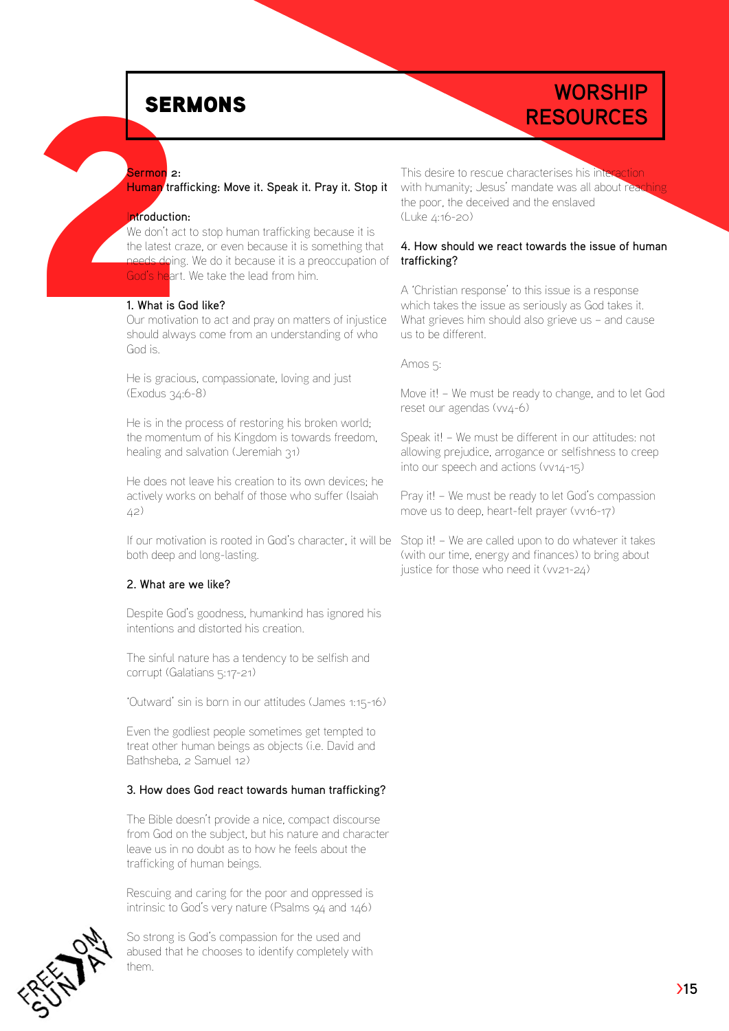## SERMONS

## WORSHIP RESOURCES

**Sermon 2:**
**Human trafficking: Move it. Speak it. Pray it. Stop it**

**Introduction:**
We don't act to stop human trafficking because it is the latest craze, or even because it is something that needs doing. We do it because it is a preoccupation of God's heart. We take the lead from him.

**1. What is God like?**
Our motivation to act and pray on matters of injustice should always come from an understanding of who God is.

He is gracious, compassionate, loving and just (Exodus 34:6-8)

He is in the process of restoring his broken world; the momentum of his Kingdom is towards freedom, healing and salvation (Jeremiah 31)

He does not leave his creation to its own devices; he actively works on behalf of those who suffer (Isaiah 42)

If our motivation is rooted in God's character, it will be both deep and long-lasting.

**2. What are we like?**

Despite God's goodness, humankind has ignored his intentions and distorted his creation.

The sinful nature has a tendency to be selfish and corrupt (Galatians 5:17-21)

'Outward' sin is born in our attitudes (James 1:15-16)

Even the godliest people sometimes get tempted to treat other human beings as objects (i.e. David and Bathsheba, 2 Samuel 12)

**3. How does God react towards human trafficking?**

The Bible doesn't provide a nice, compact discourse from God on the subject, but his nature and character leave us in no doubt as to how he feels about the trafficking of human beings.

Rescuing and caring for the poor and oppressed is intrinsic to God's very nature (Psalms 94 and 146)

So strong is God's compassion for the used and abused that he chooses to identify completely with them.

This desire to rescue characterises his interaction with humanity; Jesus' mandate was all about reaching the poor, the deceived and the enslaved (Luke 4:16-20)

**4. How should we react towards the issue of human trafficking?**

A 'Christian response' to this issue is a response which takes the issue as seriously as God takes it. What grieves him should also grieve us – and cause us to be different.

Amos 5:

Move it! – We must be ready to change, and to let God reset our agendas (vv4-6)

Speak it! – We must be different in our attitudes: not allowing prejudice, arrogance or selfishness to creep into our speech and actions (vv14-15)

Pray it! – We must be ready to let God's compassion move us to deep, heart-felt prayer (vv16-17)

Stop it! – We are called upon to do whatever it takes (with our time, energy and finances) to bring about justice for those who need it (vv21-24)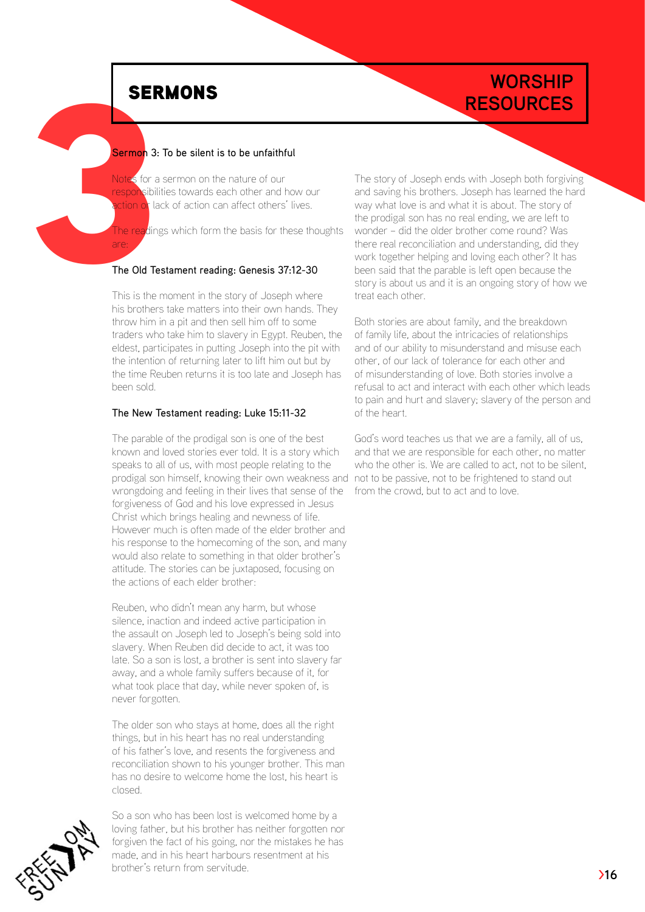# SERMONS

## WORSHIP RESOURCES

### Sermon 3: To be silent is to be unfaithful

Notes for a sermon on the nature of our responsibilities towards each other and how our action or lack of action can affect others' lives.

The readings which form the basis for these thoughts are:

**The Old Testament reading: Genesis 37:12-30**

This is the moment in the story of Joseph where his brothers take matters into their own hands. They throw him in a pit and then sell him off to some traders who take him to slavery in Egypt. Reuben, the eldest, participates in putting Joseph into the pit with the intention of returning later to lift him out but by the time Reuben returns it is too late and Joseph has been sold.

**The New Testament reading: Luke 15:11-32**

The parable of the prodigal son is one of the best known and loved stories ever told. It is a story which speaks to all of us, with most people relating to the prodigal son himself, knowing their own weakness and wrongdoing and feeling in their lives that sense of the forgiveness of God and his love expressed in Jesus Christ which brings healing and newness of life. However much is often made of the elder brother and his response to the homecoming of the son, and many would also relate to something in that older brother's attitude. The stories can be juxtaposed, focusing on the actions of each elder brother:

Reuben, who didn't mean any harm, but whose silence, inaction and indeed active participation in the assault on Joseph led to Joseph's being sold into slavery. When Reuben did decide to act, it was too late. So a son is lost, a brother is sent into slavery far away, and a whole family suffers because of it, for what took place that day, while never spoken of, is never forgotten.

The older son who stays at home, does all the right things, but in his heart has no real understanding of his father's love, and resents the forgiveness and reconciliation shown to his younger brother. This man has no desire to welcome home the lost, his heart is closed.

So a son who has been lost is welcomed home by a loving father, but his brother has neither forgotten nor forgiven the fact of his going, nor the mistakes he has made, and in his heart harbours resentment at his brother's return from servitude.

The story of Joseph ends with Joseph both forgiving and saving his brothers. Joseph has learned the hard way what love is and what it is about. The story of the prodigal son has no real ending, we are left to wonder – did the older brother come round? Was there real reconciliation and understanding, did they work together helping and loving each other? It has been said that the parable is left open because the story is about us and it is an ongoing story of how we treat each other.

Both stories are about family, and the breakdown of family life, about the intricacies of relationships and of our ability to misunderstand and misuse each other, of our lack of tolerance for each other and of misunderstanding of love. Both stories involve a refusal to act and interact with each other which leads to pain and hurt and slavery; slavery of the person and of the heart.

God's word teaches us that we are a family, all of us, and that we are responsible for each other, no matter who the other is. We are called to act, not to be silent, not to be passive, not to be frightened to stand out from the crowd, but to act and to love.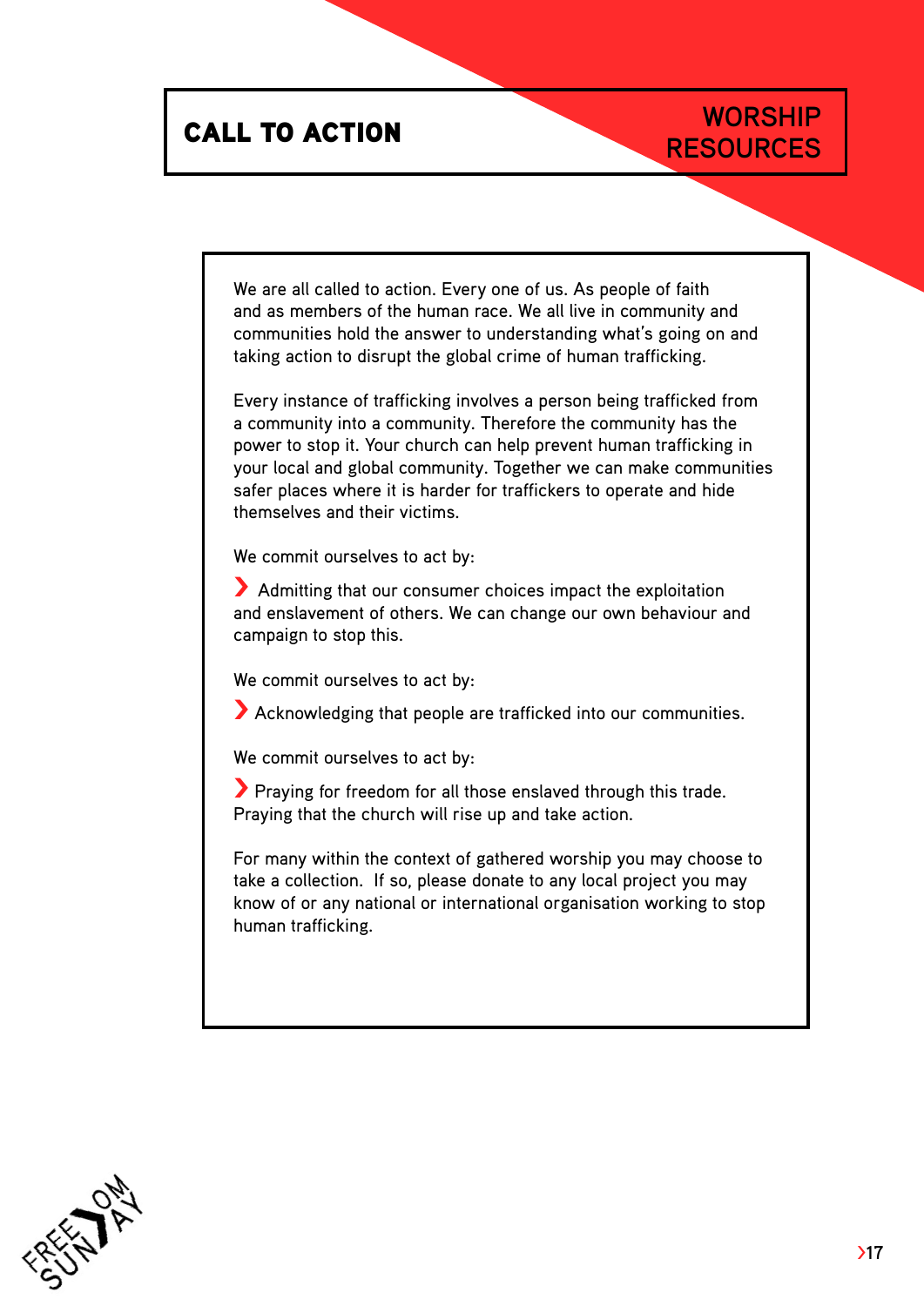# CALL TO ACTION

WORSHIP RESOURCES

We are all called to action. Every one of us. As people of faith and as members of the human race. We all live in community and communities hold the answer to understanding what's going on and taking action to disrupt the global crime of human trafficking.

Every instance of trafficking involves a person being trafficked from a community into a community. Therefore the community has the power to stop it. Your church can help prevent human trafficking in your local and global community. Together we can make communities safer places where it is harder for traffickers to operate and hide themselves and their victims.

We commit ourselves to act by:

› Admitting that our consumer choices impact the exploitation and enslavement of others. We can change our own behaviour and campaign to stop this.

We commit ourselves to act by:

› Acknowledging that people are trafficked into our communities.

We commit ourselves to act by:

› Praying for freedom for all those enslaved through this trade. Praying that the church will rise up and take action.

For many within the context of gathered worship you may choose to take a collection. If so, please donate to any local project you may know of or any national or international organisation working to stop human trafficking.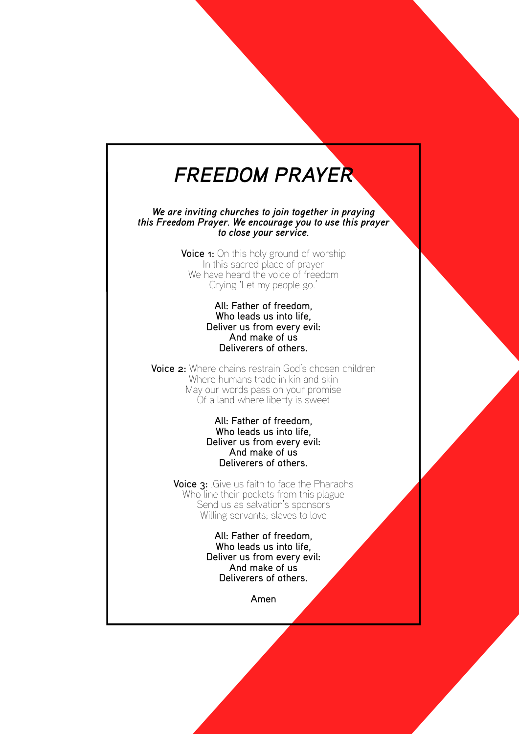# FREEDOM PRAYER

***We are inviting churches to join together in praying this Freedom Prayer. We encourage you to use this prayer to close your service.***

**Voice 1:** On this holy ground of worship
In this sacred place of prayer
We have heard the voice of freedom
Crying 'Let my people go.'

**All: Father of freedom,
Who leads us into life,
Deliver us from every evil:
And make of us
Deliverers of others.**

**Voice 2:** Where chains restrain God's chosen children
Where humans trade in kin and skin
May our words pass on your promise
Of a land where liberty is sweet

**All: Father of freedom,
Who leads us into life,
Deliver us from every evil:
And make of us
Deliverers of others.**

**Voice 3:** .Give us faith to face the Pharaohs
Who line their pockets from this plague
Send us as salvation's sponsors
Willing servants; slaves to love

**All: Father of freedom,
Who leads us into life,
Deliver us from every evil:
And make of us
Deliverers of others.**

**Amen**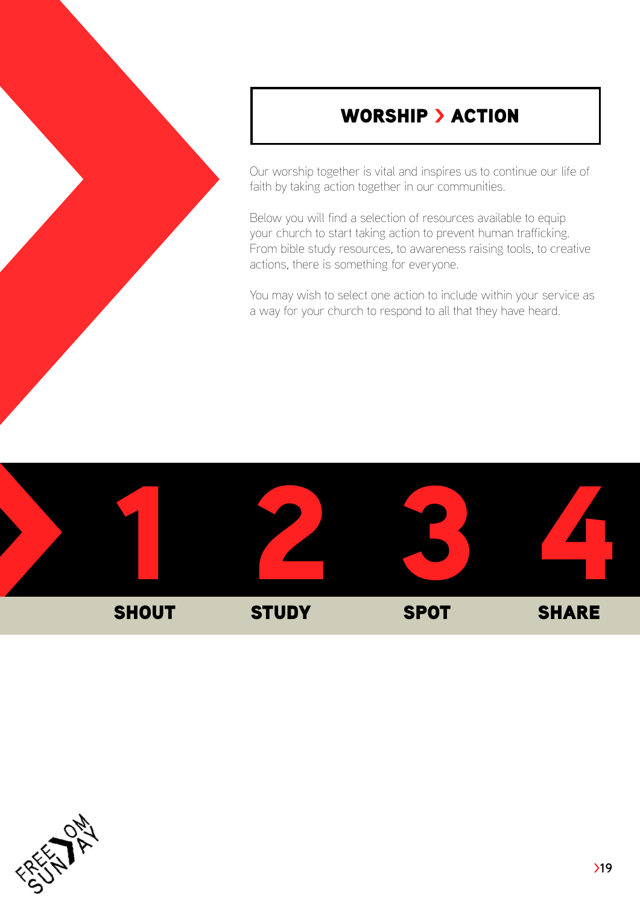# WORSHIP › ACTION

Our worship together is vital and inspires us to continue our life of faith by taking action together in our communities.

Below you will find a selection of resources available to equip your church to start taking action to prevent human trafficking. From bible study resources, to awareness raising tools, to creative actions, there is something for everyone.

You may wish to select one action to include within your service as a way for your church to respond to all that they have heard.

| 1 | 2 | 3 | 4 |
|---|---|---|---|
| SHOUT | STUDY | SPOT | SHARE |

FREEDOM SUNDAY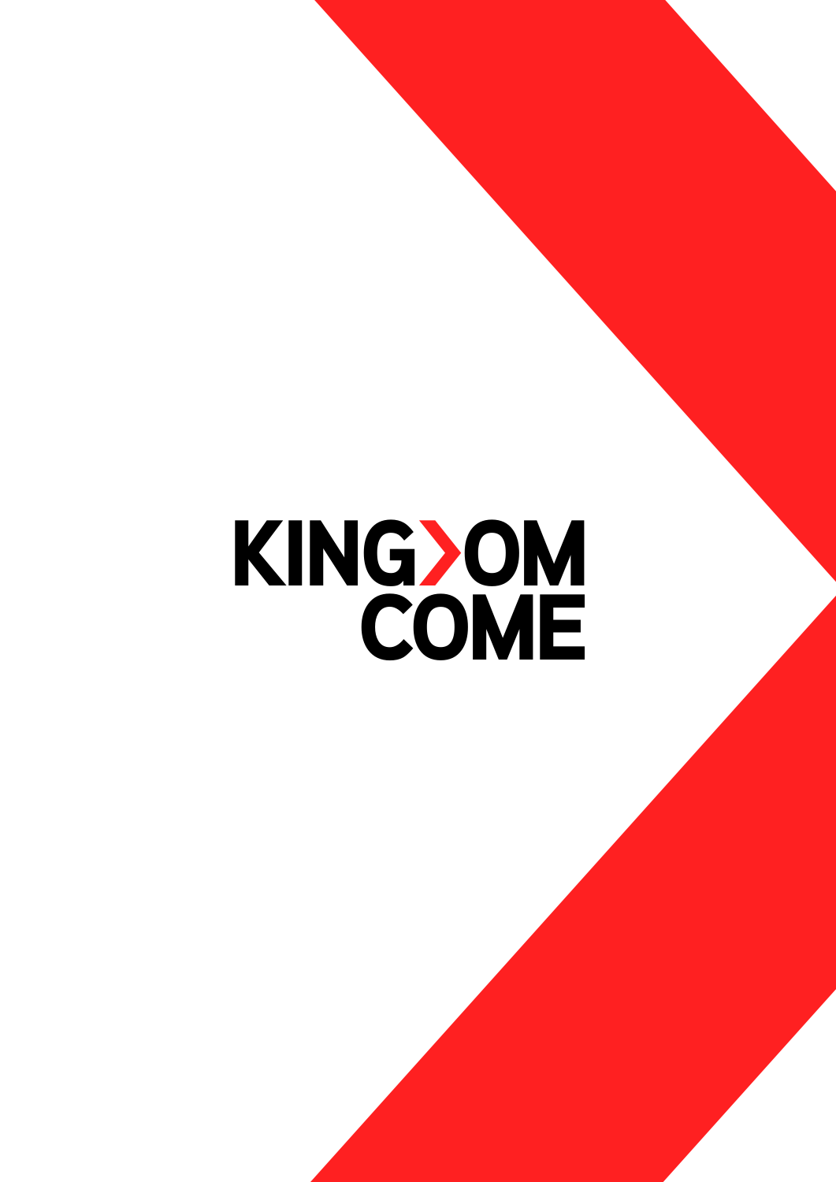KINGDOM
COME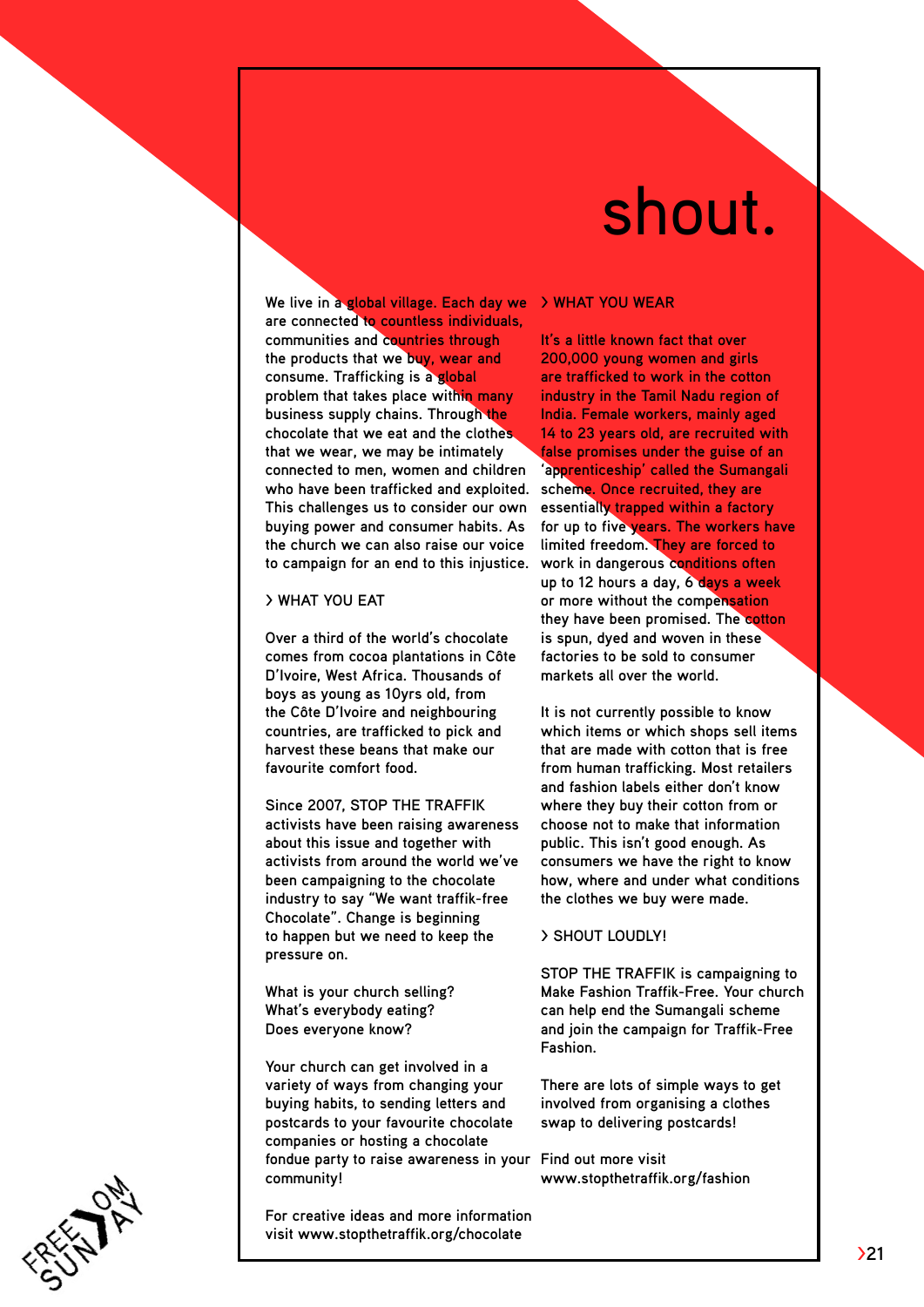# shout.

We live in a global village. Each day we are connected to countless individuals, communities and countries through the products that we buy, wear and consume. Trafficking is a global problem that takes place within many business supply chains. Through the chocolate that we eat and the clothes that we wear, we may be intimately connected to men, women and children who have been trafficked and exploited. This challenges us to consider our own buying power and consumer habits. As the church we can also raise our voice to campaign for an end to this injustice.

## > WHAT YOU EAT

Over a third of the world's chocolate comes from cocoa plantations in Côte D'Ivoire, West Africa. Thousands of boys as young as 10yrs old, from the Côte D'Ivoire and neighbouring countries, are trafficked to pick and harvest these beans that make our favourite comfort food.

Since 2007, STOP THE TRAFFIK activists have been raising awareness about this issue and together with activists from around the world we've been campaigning to the chocolate industry to say "We want traffik-free Chocolate". Change is beginning to happen but we need to keep the pressure on.

What is your church selling?
What's everybody eating?
Does everyone know?

Your church can get involved in a variety of ways from changing your buying habits, to sending letters and postcards to your favourite chocolate companies or hosting a chocolate fondue party to raise awareness in your community!

For creative ideas and more information visit www.stopthetraffik.org/chocolate

## > WHAT YOU WEAR

It's a little known fact that over 200,000 young women and girls are trafficked to work in the cotton industry in the Tamil Nadu region of India. Female workers, mainly aged 14 to 23 years old, are recruited with false promises under the guise of an 'apprenticeship' called the Sumangali scheme. Once recruited, they are essentially trapped within a factory for up to five years. The workers have limited freedom. They are forced to work in dangerous conditions often up to 12 hours a day, 6 days a week or more without the compensation they have been promised. The cotton is spun, dyed and woven in these factories to be sold to consumer markets all over the world.

It is not currently possible to know which items or which shops sell items that are made with cotton that is free from human trafficking. Most retailers and fashion labels either don't know where they buy their cotton from or choose not to make that information public. This isn't good enough. As consumers we have the right to know how, where and under what conditions the clothes we buy were made.

## > SHOUT LOUDLY!

STOP THE TRAFFIK is campaigning to Make Fashion Traffik-Free. Your church can help end the Sumangali scheme and join the campaign for Traffik-Free Fashion.

There are lots of simple ways to get involved from organising a clothes swap to delivering postcards!

Find out more visit
www.stopthetraffik.org/fashion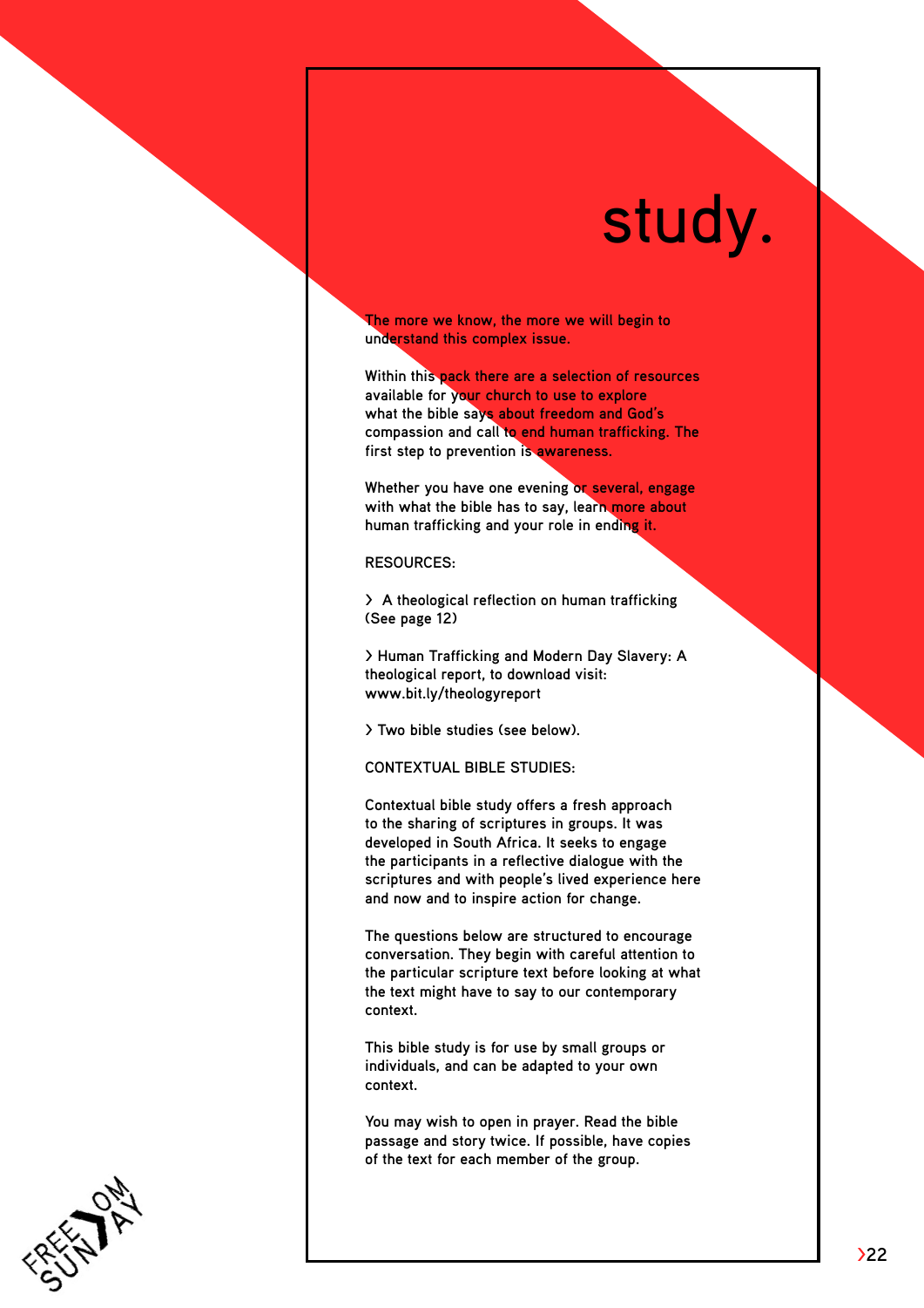# study.

The more we know, the more we will begin to understand this complex issue.

Within this pack there are a selection of resources available for your church to use to explore what the bible says about freedom and God's compassion and call to end human trafficking. The first step to prevention is awareness.

Whether you have one evening or several, engage with what the bible has to say, learn more about human trafficking and your role in ending it.

RESOURCES:

> A theological reflection on human trafficking (See page 12)

> Human Trafficking and Modern Day Slavery: A theological report, to download visit: www.bit.ly/theologyreport

> Two bible studies (see below).

CONTEXTUAL BIBLE STUDIES:

Contextual bible study offers a fresh approach to the sharing of scriptures in groups. It was developed in South Africa. It seeks to engage the participants in a reflective dialogue with the scriptures and with people's lived experience here and now and to inspire action for change.

The questions below are structured to encourage conversation. They begin with careful attention to the particular scripture text before looking at what the text might have to say to our contemporary context.

This bible study is for use by small groups or individuals, and can be adapted to your own context.

You may wish to open in prayer. Read the bible passage and story twice. If possible, have copies of the text for each member of the group.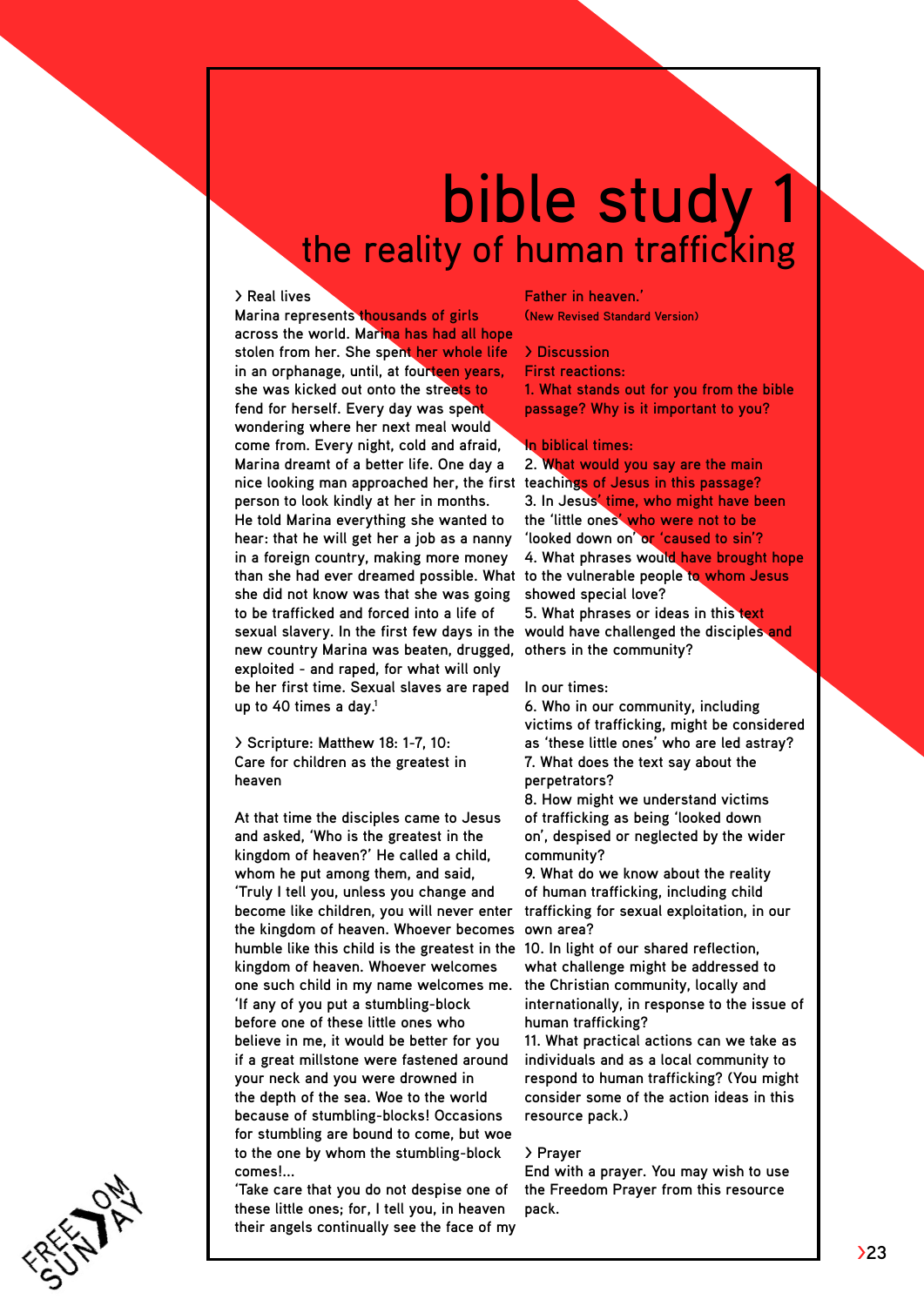# bible study 1

## the reality of human trafficking

### > Real lives

Marina represents thousands of girls across the world. Marina has had all hope stolen from her. She spent her whole life in an orphanage, until, at fourteen years, she was kicked out onto the streets to fend for herself. Every day was spent wondering where her next meal would come from. Every night, cold and afraid, Marina dreamt of a better life. One day a nice looking man approached her, the first person to look kindly at her in months. He told Marina everything she wanted to hear: that he will get her a job as a nanny in a foreign country, making more money than she had ever dreamed possible. What she did not know was that she was going to be trafficked and forced into a life of sexual slavery. In the first few days in the new country Marina was beaten, drugged, exploited - and raped, for what will only be her first time. Sexual slaves are raped up to 40 times a day.[1]

### > Scripture: Matthew 18: 1-7, 10: Care for children as the greatest in heaven

At that time the disciples came to Jesus and asked, 'Who is the greatest in the kingdom of heaven?' He called a child, whom he put among them, and said, 'Truly I tell you, unless you change and become like children, you will never enter the kingdom of heaven. Whoever becomes humble like this child is the greatest in the kingdom of heaven. Whoever welcomes one such child in my name welcomes me. 'If any of you put a stumbling-block before one of these little ones who believe in me, it would be better for you if a great millstone were fastened around your neck and you were drowned in the depth of the sea. Woe to the world because of stumbling-blocks! Occasions for stumbling are bound to come, but woe to the one by whom the stumbling-block comes!...

'Take care that you do not despise one of these little ones; for, I tell you, in heaven their angels continually see the face of my Father in heaven.'

(New Revised Standard Version)

### > Discussion

First reactions:

1. What stands out for you from the bible passage? Why is it important to you?

In biblical times:

2. What would you say are the main teachings of Jesus in this passage?
3. In Jesus' time, who might have been the 'little ones' who were not to be 'looked down on' or 'caused to sin'?
4. What phrases would have brought hope to the vulnerable people to whom Jesus showed special love?
5. What phrases or ideas in this text would have challenged the disciples and others in the community?

In our times:

6. Who in our community, including victims of trafficking, might be considered as 'these little ones' who are led astray?
7. What does the text say about the perpetrators?
8. How might we understand victims of trafficking as being 'looked down on', despised or neglected by the wider community?
9. What do we know about the reality of human trafficking, including child trafficking for sexual exploitation, in our own area?
10. In light of our shared reflection, what challenge might be addressed to the Christian community, locally and internationally, in response to the issue of human trafficking?
11. What practical actions can we take as individuals and as a local community to respond to human trafficking? (You might consider some of the action ideas in this resource pack.)

### > Prayer

End with a prayer. You may wish to use the Freedom Prayer from this resource pack.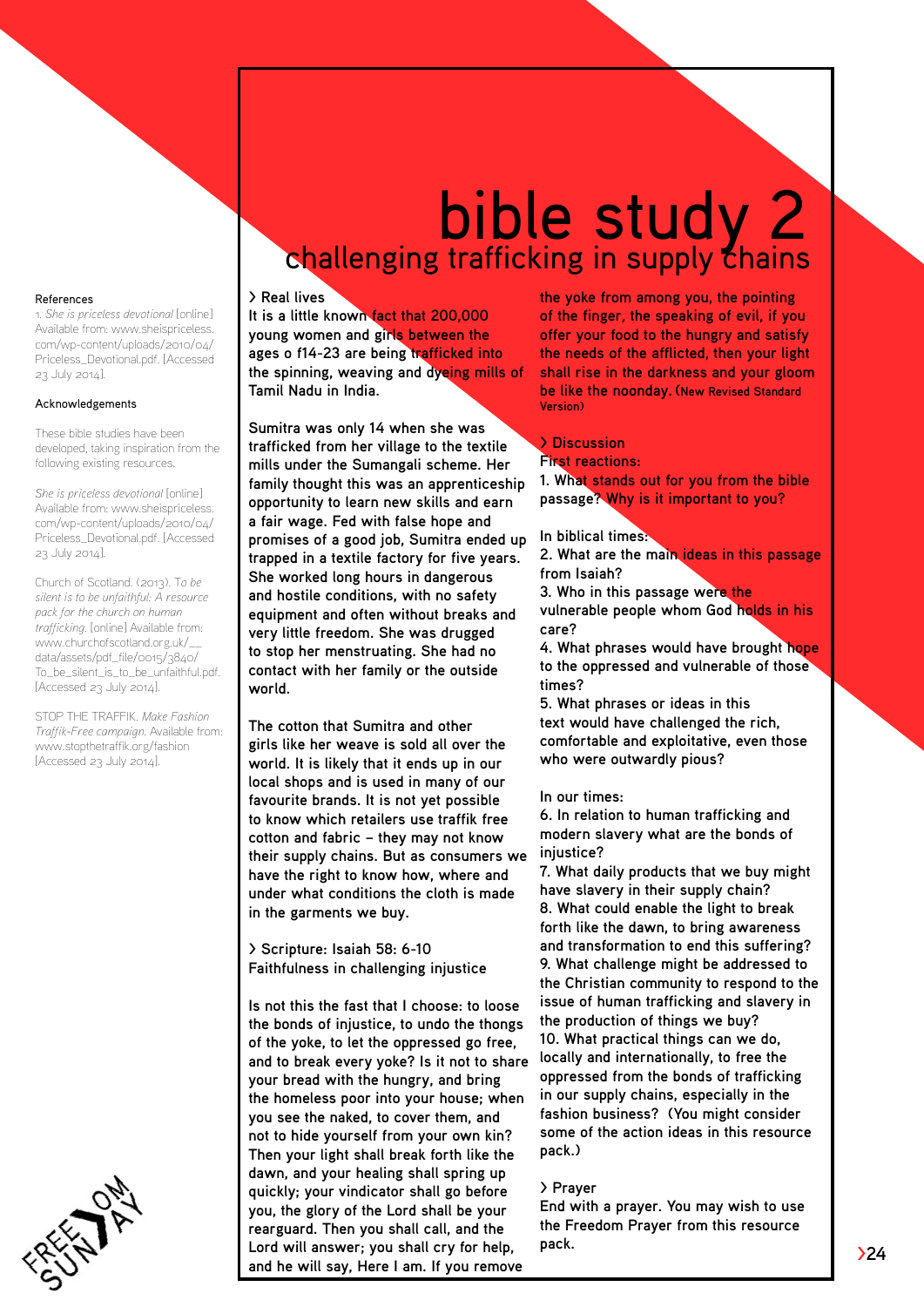# bible study 2

## challenging trafficking in supply chains

### > Real lives

It is a little known fact that 200,000 young women and girls between the ages o f14-23 are being trafficked into the spinning, weaving and dyeing mills of Tamil Nadu in India.

Sumitra was only 14 when she was trafficked from her village to the textile mills under the Sumangali scheme. Her family thought this was an apprenticeship opportunity to learn new skills and earn a fair wage. Fed with false hope and promises of a good job, Sumitra ended up trapped in a textile factory for five years. She worked long hours in dangerous and hostile conditions, with no safety equipment and often without breaks and very little freedom. She was drugged to stop her menstruating. She had no contact with her family or the outside world.

The cotton that Sumitra and other girls like her weave is sold all over the world. It is likely that it ends up in our local shops and is used in many of our favourite brands. It is not yet possible to know which retailers use traffik free cotton and fabric – they may not know their supply chains. But as consumers we have the right to know how, where and under what conditions the cloth is made in the garments we buy.

### > Scripture: Isaiah 58: 6-10

Faithfulness in challenging injustice

Is not this the fast that I choose: to loose the bonds of injustice, to undo the thongs of the yoke, to let the oppressed go free, and to break every yoke? Is it not to share your bread with the hungry, and bring the homeless poor into your house; when you see the naked, to cover them, and not to hide yourself from your own kin? Then your light shall break forth like the dawn, and your healing shall spring up quickly; your vindicator shall go before you, the glory of the Lord shall be your rearguard. Then you shall call, and the Lord will answer; you shall cry for help, and he will say, Here I am. If you remove the yoke from among you, the pointing of the finger, the speaking of evil, if you offer your food to the hungry and satisfy the needs of the afflicted, then your light shall rise in the darkness and your gloom be like the noonday. (New Revised Standard Version)

### > Discussion

First reactions:

1. What stands out for you from the bible passage? Why is it important to you?

In biblical times:

2. What are the main ideas in this passage from Isaiah?
3. Who in this passage were the vulnerable people whom God holds in his care?
4. What phrases would have brought hope to the oppressed and vulnerable of those times?
5. What phrases or ideas in this text would have challenged the rich, comfortable and exploitative, even those who were outwardly pious?

In our times:

6. In relation to human trafficking and modern slavery what are the bonds of injustice?
7. What daily products that we buy might have slavery in their supply chain?
8. What could enable the light to break forth like the dawn, to bring awareness and transformation to end this suffering?
9. What challenge might be addressed to the Christian community to respond to the issue of human trafficking and slavery in the production of things we buy?
10. What practical things can we do, locally and internationally, to free the oppressed from the bonds of trafficking in our supply chains, especially in the fashion business? (You might consider some of the action ideas in this resource pack.)

### > Prayer

End with a prayer. You may wish to use the Freedom Prayer from this resource pack.

---

**References**

1. *She is priceless devotional* [online] Available from: www.sheispriceless.com/wp-content/uploads/2010/04/Priceless_Devotional.pdf. [Accessed 23 July 2014].

**Acknowledgements**

These bible studies have been developed, taking inspiration from the following existing resources.

*She is priceless devotional* [online] Available from: www.sheispriceless.com/wp-content/uploads/2010/04/Priceless_Devotional.pdf. [Accessed 23 July 2014].

Church of Scotland. (2013). *To be silent is to be unfaithful: A resource pack for the church on human trafficking*. [online] Available from: www.churchofscotland.org.uk/__data/assets/pdf_file/0015/3840/To_be_silent_is_to_be_unfaithful.pdf. [Accessed 23 July 2014].

STOP THE TRAFFIK. *Make Fashion Traffik-Free campaign*. Available from: www.stopthetraffik.org/fashion [Accessed 23 July 2014].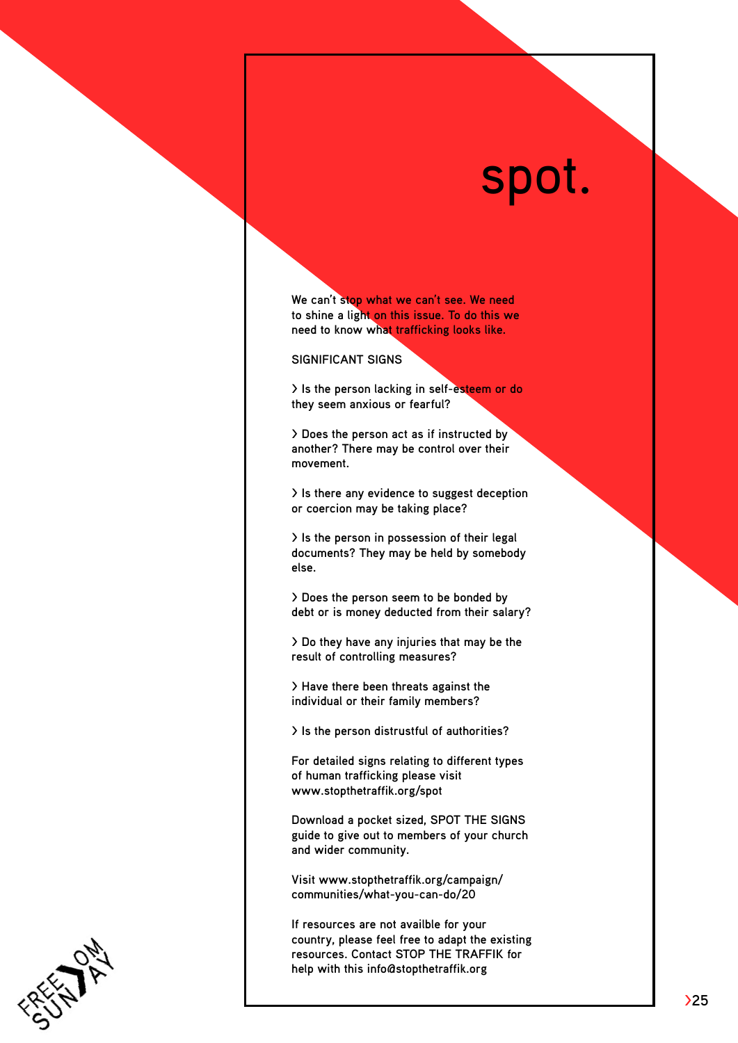# spot.

We can't stop what we can't see. We need to shine a light on this issue. To do this we need to know what trafficking looks like.

## SIGNIFICANT SIGNS

> Is the person lacking in self-esteem or do they seem anxious or fearful?

> Does the person act as if instructed by another? There may be control over their movement.

> Is there any evidence to suggest deception or coercion may be taking place?

> Is the person in possession of their legal documents? They may be held by somebody else.

> Does the person seem to be bonded by debt or is money deducted from their salary?

> Do they have any injuries that may be the result of controlling measures?

> Have there been threats against the individual or their family members?

> Is the person distrustful of authorities?

For detailed signs relating to different types of human trafficking please visit www.stopthetraffik.org/spot

Download a pocket sized, SPOT THE SIGNS guide to give out to members of your church and wider community.

Visit www.stopthetraffik.org/campaign/communities/what-you-can-do/20

If resources are not availble for your country, please feel free to adapt the existing resources. Contact STOP THE TRAFFIK for help with this info@stopthetraffik.org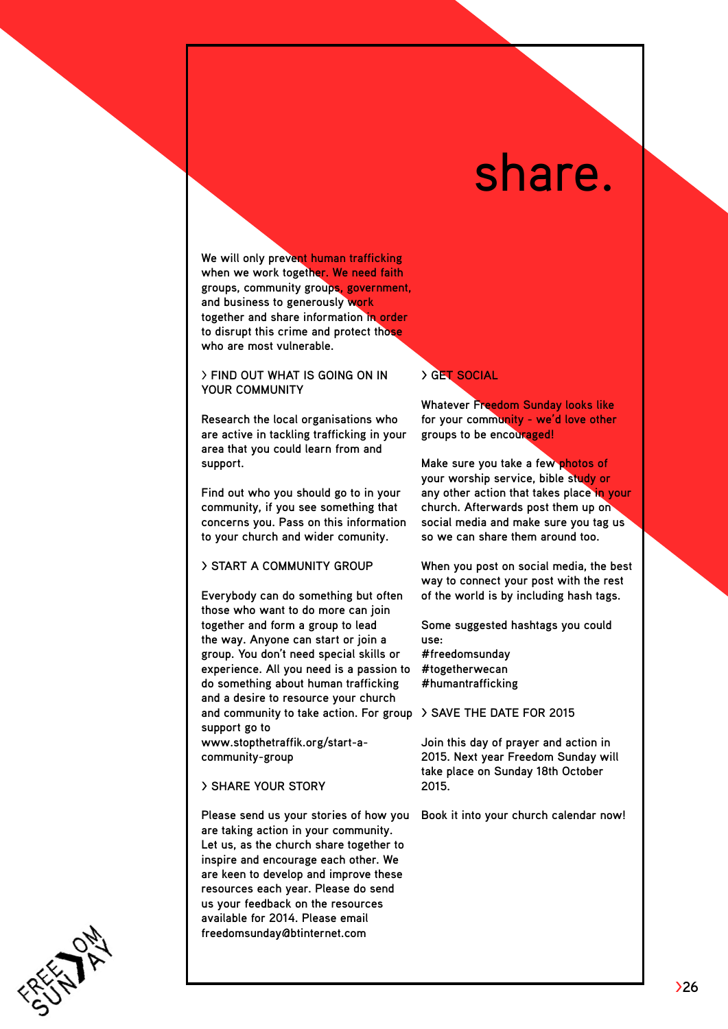# share.

We will only prevent human trafficking when we work together. We need faith groups, community groups, government, and business to generously work together and share information in order to disrupt this crime and protect those who are most vulnerable.

## > FIND OUT WHAT IS GOING ON IN YOUR COMMUNITY

Research the local organisations who are active in tackling trafficking in your area that you could learn from and support.

Find out who you should go to in your community, if you see something that concerns you. Pass on this information to your church and wider comunity.

## > START A COMMUNITY GROUP

Everybody can do something but often those who want to do more can join together and form a group to lead the way. Anyone can start or join a group. You don't need special skills or experience. All you need is a passion to do something about human trafficking and a desire to resource your church and community to take action. For group support go to www.stopthetraffik.org/start-a-community-group

## > SHARE YOUR STORY

Please send us your stories of how you are taking action in your community. Let us, as the church share together to inspire and encourage each other. We are keen to develop and improve these resources each year. Please do send us your feedback on the resources available for 2014. Please email freedomsunday@btinternet.com

## > GET SOCIAL

Whatever Freedom Sunday looks like for your community - we'd love other groups to be encouraged!

Make sure you take a few photos of your worship service, bible study or any other action that takes place in your church. Afterwards post them up on social media and make sure you tag us so we can share them around too.

When you post on social media, the best way to connect your post with the rest of the world is by including hash tags.

Some suggested hashtags you could use:
#freedomsunday
#togetherwecan
#humantrafficking

## > SAVE THE DATE FOR 2015

Join this day of prayer and action in 2015. Next year Freedom Sunday will take place on Sunday 18th October 2015.

Book it into your church calendar now!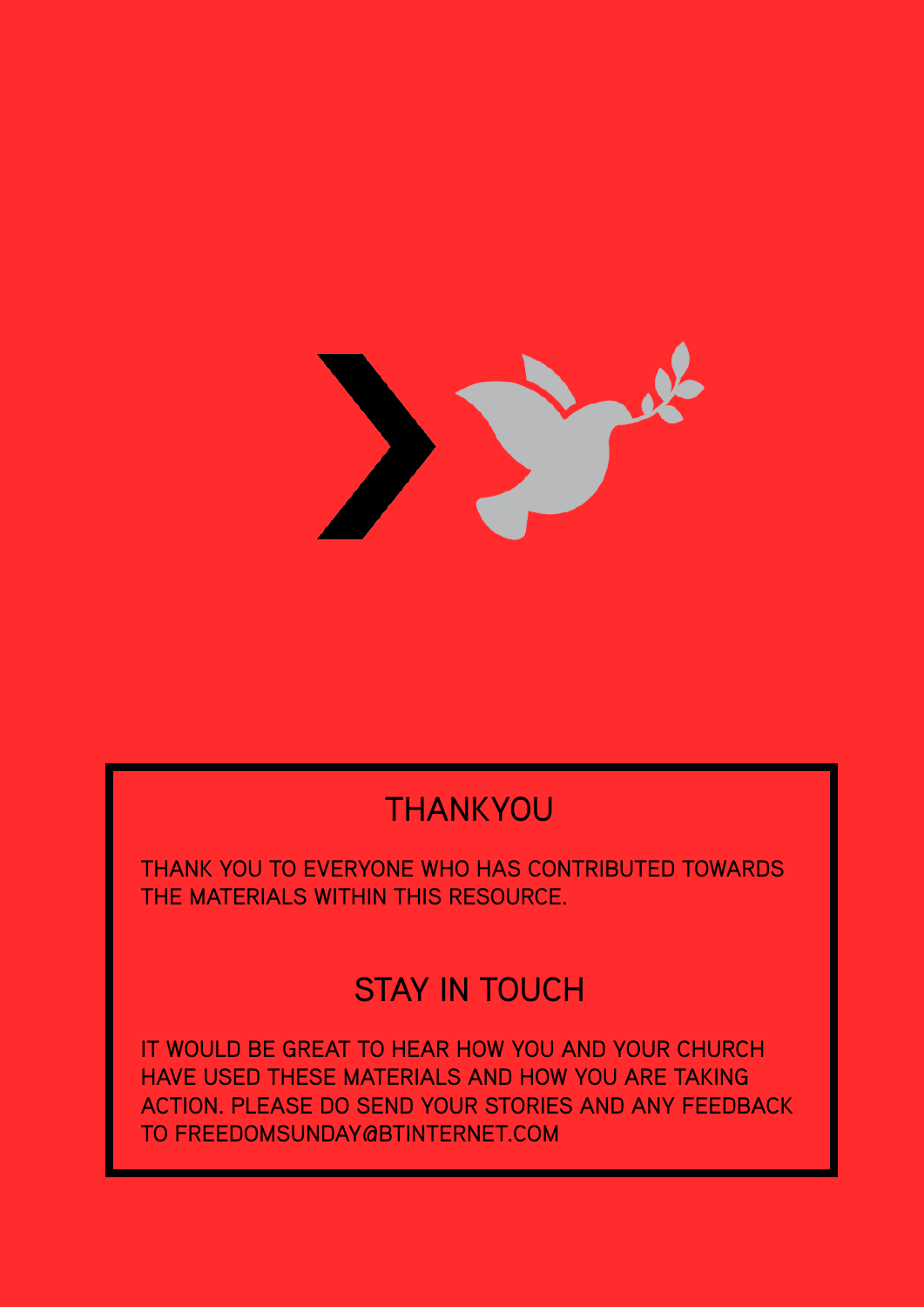## THANKYOU

THANK YOU TO EVERYONE WHO HAS CONTRIBUTED TOWARDS THE MATERIALS WITHIN THIS RESOURCE.

## STAY IN TOUCH

IT WOULD BE GREAT TO HEAR HOW YOU AND YOUR CHURCH HAVE USED THESE MATERIALS AND HOW YOU ARE TAKING ACTION. PLEASE DO SEND YOUR STORIES AND ANY FEEDBACK TO FREEDOMSUNDAY@BTINTERNET.COM